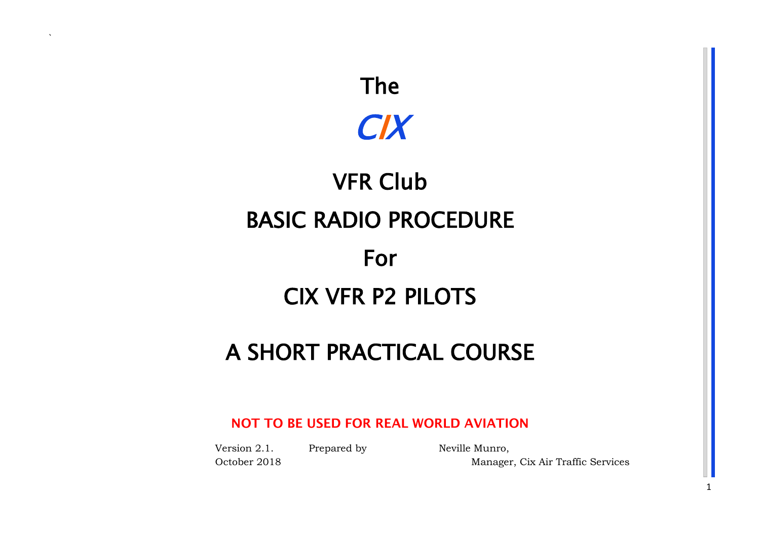# The

# CIX

# VFR Club

# BASIC RADIO PROCEDURE

# For

# CIX VFR P2 PILOTS

# A SHORT PRACTICAL COURSE

**NOT TO BE USED FOR REAL WORLD AVIATION**

Version 2.1. Prepared by Neville Munro,
October 2018 Manager, Cix Air Traffic Services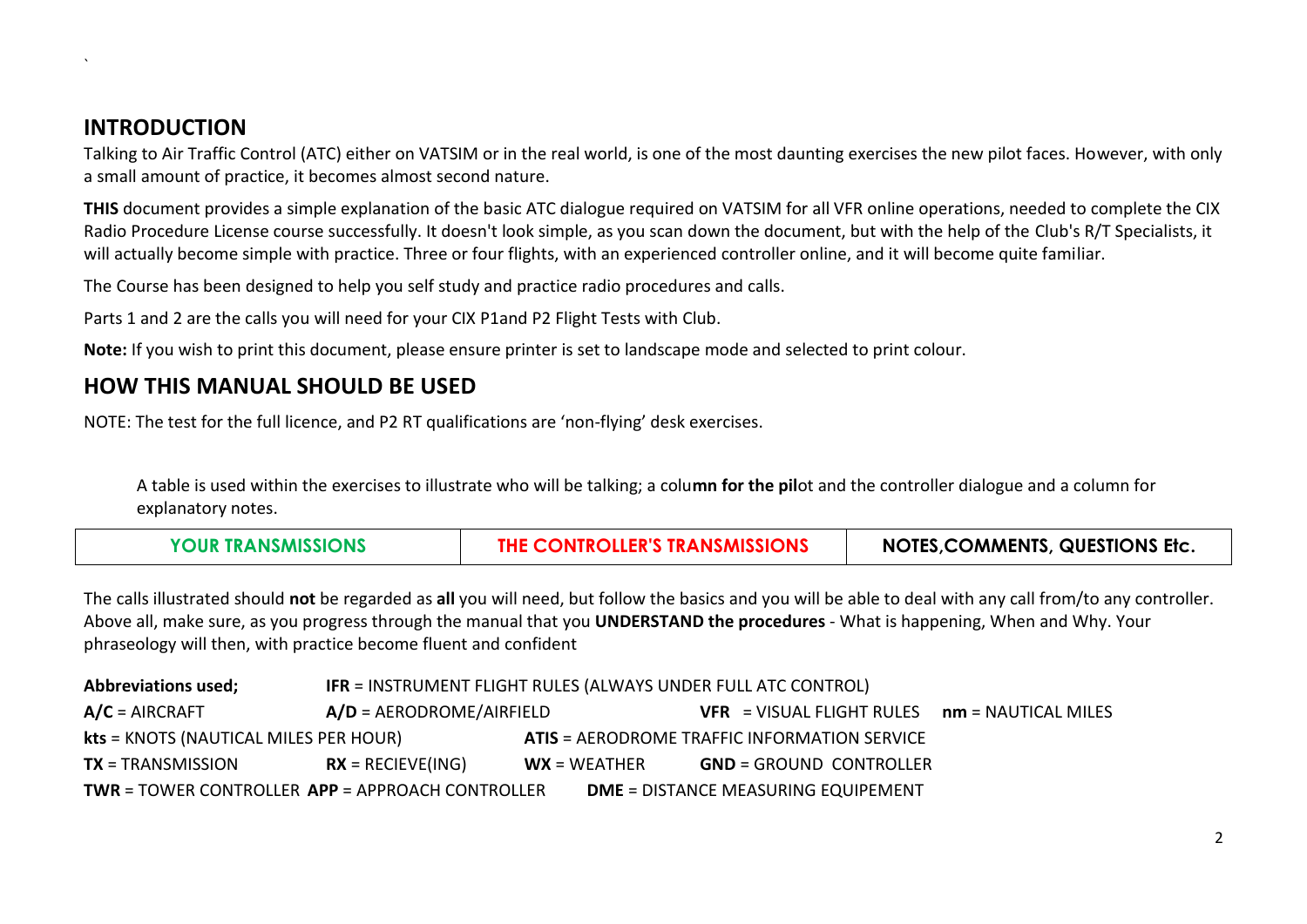`

## INTRODUCTION

Talking to Air Traffic Control (ATC) either on VATSIM or in the real world, is one of the most daunting exercises the new pilot faces. However, with only a small amount of practice, it becomes almost second nature.

**THIS** document provides a simple explanation of the basic ATC dialogue required on VATSIM for all VFR online operations, needed to complete the CIX Radio Procedure License course successfully. It doesn't look simple, as you scan down the document, but with the help of the Club's R/T Specialists, it will actually become simple with practice. Three or four flights, with an experienced controller online, and it will become quite familiar.

The Course has been designed to help you self study and practice radio procedures and calls.

Parts 1 and 2 are the calls you will need for your CIX P1and P2 Flight Tests with Club.

**Note:** If you wish to print this document, please ensure printer is set to landscape mode and selected to print colour.

## HOW THIS MANUAL SHOULD BE USED

NOTE: The test for the full licence, and P2 RT qualifications are 'non-flying' desk exercises.

A table is used within the exercises to illustrate who will be talking; a colu**mn for the pil**ot and the controller dialogue and a column for explanatory notes.

| YOUR TRANSMISSIONS | THE CONTROLLER'S TRANSMISSIONS | NOTES,COMMENTS, QUESTIONS Etc. |
| --- | --- | --- |

The calls illustrated should **not** be regarded as **all** you will need, but follow the basics and you will be able to deal with any call from/to any controller. Above all, make sure, as you progress through the manual that you **UNDERSTAND the procedures** - What is happening, When and Why. Your phraseology will then, with practice become fluent and confident

**Abbreviations used;** **IFR** = INSTRUMENT FLIGHT RULES (ALWAYS UNDER FULL ATC CONTROL)

**A/C** = AIRCRAFT **A/D** = AERODROME/AIRFIELD **VFR** = VISUAL FLIGHT RULES **nm** = NAUTICAL MILES

**kts** = KNOTS (NAUTICAL MILES PER HOUR) **ATIS** = AERODROME TRAFFIC INFORMATION SERVICE

**TX** = TRANSMISSION **RX** = RECIEVE(ING) **WX** = WEATHER **GND** = GROUND CONTROLLER

**TWR** = TOWER CONTROLLER **APP** = APPROACH CONTROLLER **DME** = DISTANCE MEASURING EQUIPEMENT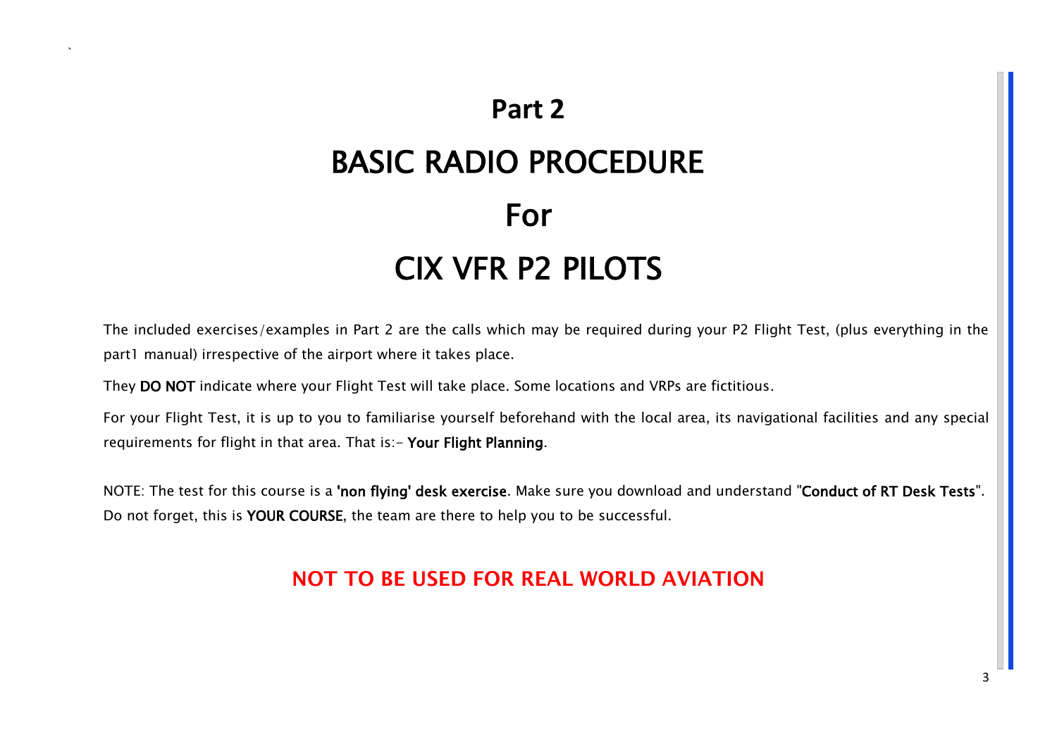# Part 2

# BASIC RADIO PROCEDURE

# For

# CIX VFR P2 PILOTS

The included exercises/examples in Part 2 are the calls which may be required during your P2 Flight Test, (plus everything in the part1 manual) irrespective of the airport where it takes place.

They **DO NOT** indicate where your Flight Test will take place. Some locations and VRPs are fictitious.

For your Flight Test, it is up to you to familiarise yourself beforehand with the local area, its navigational facilities and any special requirements for flight in that area. That is:- **Your Flight Planning**.

NOTE: The test for this course is a **'non flying' desk exercise**. Make sure you download and understand "**Conduct of RT Desk Tests**". Do not forget, this is **YOUR COURSE**, the team are there to help you to be successful.

**NOT TO BE USED FOR REAL WORLD AVIATION**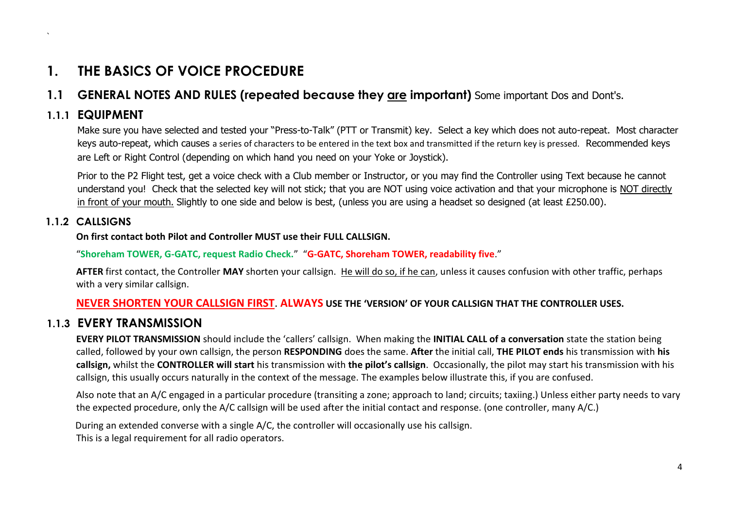# 1. THE BASICS OF VOICE PROCEDURE

## 1.1 GENERAL NOTES AND RULES (repeated because they <u>are</u> important) Some important Dos and Dont's.

### 1.1.1 EQUIPMENT

Make sure you have selected and tested your "Press-to-Talk" (PTT or Transmit) key. Select a key which does not auto-repeat. Most character keys auto-repeat, which causes a series of characters to be entered in the text box and transmitted if the return key is pressed. Recommended keys are Left or Right Control (depending on which hand you need on your Yoke or Joystick).

Prior to the P2 Flight test, get a voice check with a Club member or Instructor, or you may find the Controller using Text because he cannot understand you! Check that the selected key will not stick; that you are NOT using voice activation and that your microphone is <u>NOT directly in front of your mouth.</u> Slightly to one side and below is best, (unless you are using a headset so designed (at least £250.00).

### 1.1.2 CALLSIGNS

**On first contact both Pilot and Controller MUST use their FULL CALLSIGN.**

"**Shoreham TOWER, G-GATC, request Radio Check.**" "**G-GATC, Shoreham TOWER, readability five**."

**AFTER** first contact, the Controller **MAY** shorten your callsign. <u>He will do so, if he can</u>, unless it causes confusion with other traffic, perhaps with a very similar callsign.

**<u>NEVER SHORTEN YOUR CALLSIGN FIRST</u>. ALWAYS USE THE 'VERSION' OF YOUR CALLSIGN THAT THE CONTROLLER USES.**

### 1.1.3 EVERY TRANSMISSION

**EVERY PILOT TRANSMISSION** should include the 'callers' callsign. When making the **INITIAL CALL of a conversation** state the station being called, followed by your own callsign, the person **RESPONDING** does the same. **After** the initial call, **THE PILOT ends** his transmission with **his callsign,** whilst the **CONTROLLER will start** his transmission with **the pilot's callsign**. Occasionally, the pilot may start his transmission with his callsign, this usually occurs naturally in the context of the message. The examples below illustrate this, if you are confused.

Also note that an A/C engaged in a particular procedure (transiting a zone; approach to land; circuits; taxiing.) Unless either party needs to vary the expected procedure, only the A/C callsign will be used after the initial contact and response. (one controller, many A/C.)

During an extended converse with a single A/C, the controller will occasionally use his callsign.
This is a legal requirement for all radio operators.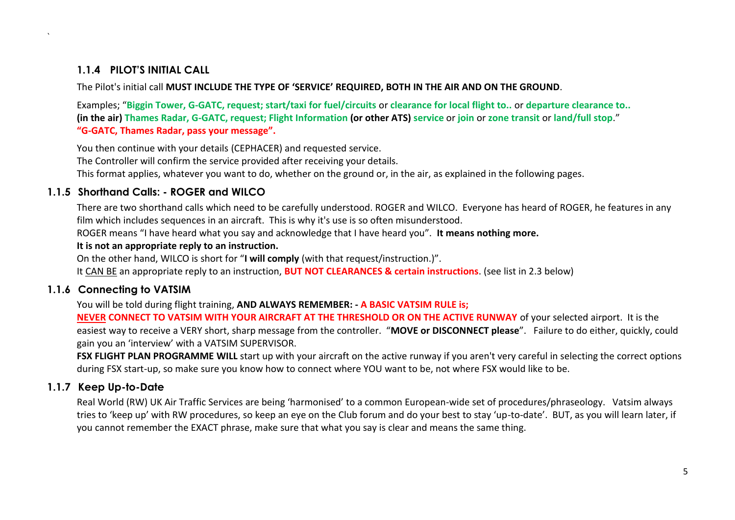### 1.1.4 PILOT'S INITIAL CALL

The Pilot's initial call **MUST INCLUDE THE TYPE OF 'SERVICE' REQUIRED, BOTH IN THE AIR AND ON THE GROUND**.

Examples; "**Biggin Tower, G-GATC, request; start/taxi for fuel/circuits** or **clearance for local flight to..** or **departure clearance to..** **(in the air) Thames Radar, G-GATC, request; Flight Information (or other ATS) service** or **join** or **zone transit** or **land/full stop**."
**"G-GATC, Thames Radar, pass your message".**

You then continue with your details (CEPHACER) and requested service.
The Controller will confirm the service provided after receiving your details.
This format applies, whatever you want to do, whether on the ground or, in the air, as explained in the following pages.

### 1.1.5 Shorthand Calls: - ROGER and WILCO

There are two shorthand calls which need to be carefully understood. ROGER and WILCO. Everyone has heard of ROGER, he features in any film which includes sequences in an aircraft. This is why it's use is so often misunderstood.
ROGER means "I have heard what you say and acknowledge that I have heard you". **It means nothing more.**
**It is not an appropriate reply to an instruction.**
On the other hand, WILCO is short for "**I will comply** (with that request/instruction.)".
It CAN BE an appropriate reply to an instruction, **BUT NOT CLEARANCES & certain instructions**. (see list in 2.3 below)

### 1.1.6 Connecting to VATSIM

You will be told during flight training, **AND ALWAYS REMEMBER: - A BASIC VATSIM RULE is;**
**NEVER CONNECT TO VATSIM WITH YOUR AIRCRAFT AT THE THRESHOLD OR ON THE ACTIVE RUNWAY** of your selected airport. It is the easiest way to receive a VERY short, sharp message from the controller. "**MOVE or DISCONNECT please**". Failure to do either, quickly, could gain you an 'interview' with a VATSIM SUPERVISOR.
**FSX FLIGHT PLAN PROGRAMME WILL** start up with your aircraft on the active runway if you aren't very careful in selecting the correct options during FSX start-up, so make sure you know how to connect where YOU want to be, not where FSX would like to be.

### 1.1.7 Keep Up-to-Date

Real World (RW) UK Air Traffic Services are being 'harmonised' to a common European-wide set of procedures/phraseology. Vatsim always tries to 'keep up' with RW procedures, so keep an eye on the Club forum and do your best to stay 'up-to-date'. BUT, as you will learn later, if you cannot remember the EXACT phrase, make sure that what you say is clear and means the same thing.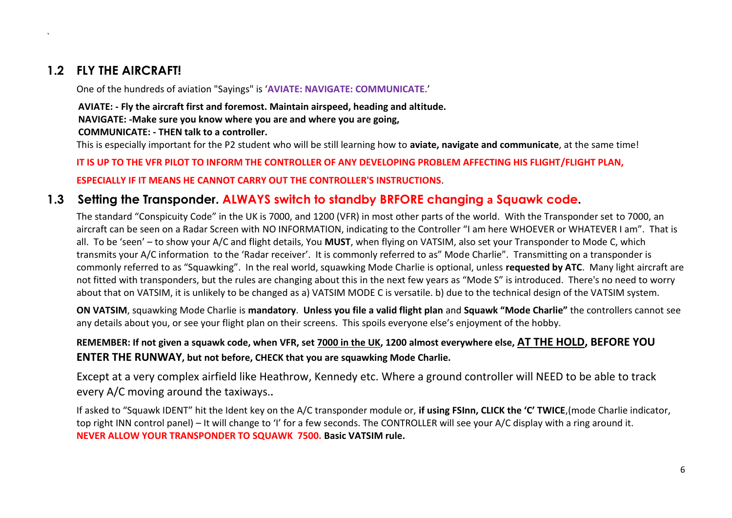## 1.2 FLY THE AIRCRAFT!

One of the hundreds of aviation "Sayings" is '**AVIATE: NAVIGATE: COMMUNICATE**.'

**AVIATE: - Fly the aircraft first and foremost. Maintain airspeed, heading and altitude.**
**NAVIGATE: -Make sure you know where you are and where you are going,**
**COMMUNICATE: - THEN talk to a controller.**

This is especially important for the P2 student who will be still learning how to **aviate, navigate and communicate**, at the same time!

**IT IS UP TO THE VFR PILOT TO INFORM THE CONTROLLER OF ANY DEVELOPING PROBLEM AFFECTING HIS FLIGHT/FLIGHT PLAN,**

**ESPECIALLY IF IT MEANS HE CANNOT CARRY OUT THE CONTROLLER'S INSTRUCTIONS**.

## 1.3 Setting the Transponder. ALWAYS switch to standby BRFORE changing a Squawk code.

The standard "Conspicuity Code" in the UK is 7000, and 1200 (VFR) in most other parts of the world. With the Transponder set to 7000, an aircraft can be seen on a Radar Screen with NO INFORMATION, indicating to the Controller "I am here WHOEVER or WHATEVER I am". That is all. To be 'seen' – to show your A/C and flight details, You **MUST**, when flying on VATSIM, also set your Transponder to Mode C, which transmits your A/C information to the 'Radar receiver'. It is commonly referred to as" Mode Charlie". Transmitting on a transponder is commonly referred to as "Squawking". In the real world, squawking Mode Charlie is optional, unless **requested by ATC**. Many light aircraft are not fitted with transponders, but the rules are changing about this in the next few years as "Mode S" is introduced. There's no need to worry about that on VATSIM, it is unlikely to be changed as a) VATSIM MODE C is versatile. b) due to the technical design of the VATSIM system.

**ON VATSIM**, squawking Mode Charlie is **mandatory**. **Unless you file a valid flight plan** and **Squawk "Mode Charlie"** the controllers cannot see any details about you, or see your flight plan on their screens. This spoils everyone else's enjoyment of the hobby.

**REMEMBER: If not given a squawk code, when VFR, set <u>7000 in the UK</u>, 1200 almost everywhere else, <u>AT THE HOLD</u>, BEFORE YOU ENTER THE RUNWAY, but not before, CHECK that you are squawking Mode Charlie.**

Except at a very complex airfield like Heathrow, Kennedy etc. Where a ground controller will NEED to be able to track every A/C moving around the taxiways..

If asked to "Squawk IDENT" hit the Ident key on the A/C transponder module or, **if using FSInn, CLICK the 'C' TWICE**,(mode Charlie indicator, top right INN control panel) – It will change to 'I' for a few seconds. The CONTROLLER will see your A/C display with a ring around it.
**NEVER ALLOW YOUR TRANSPONDER TO SQUAWK 7500. Basic VATSIM rule.**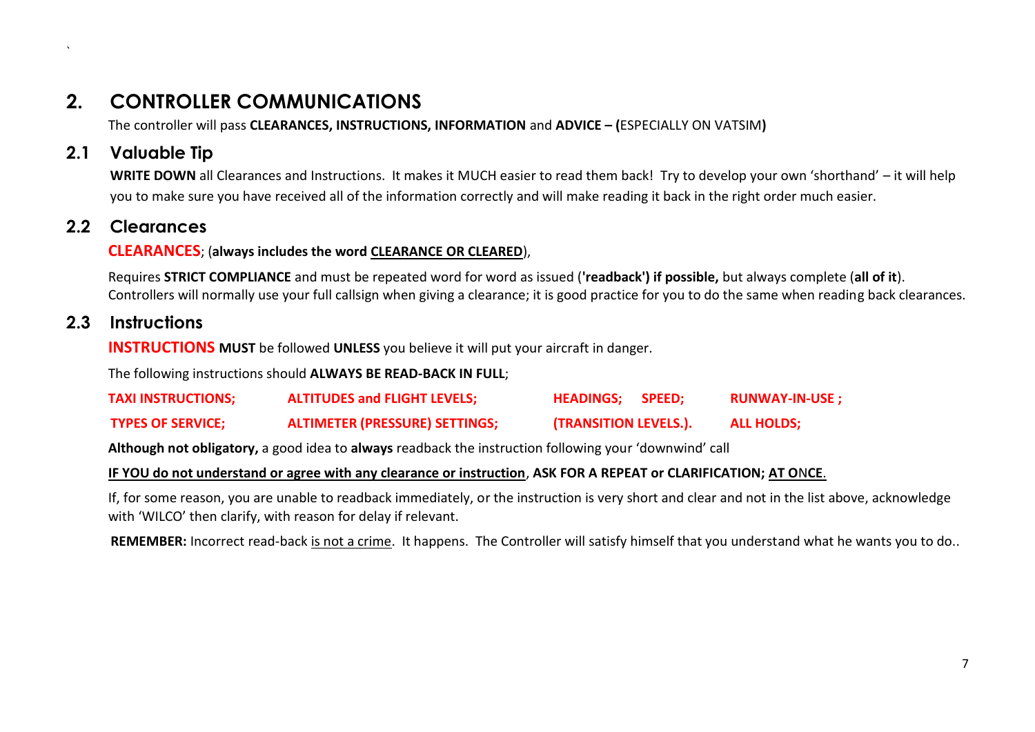## 2. CONTROLLER COMMUNICATIONS

The controller will pass **CLEARANCES, INSTRUCTIONS, INFORMATION** and **ADVICE – (**ESPECIALLY ON VATSIM**)**

### 2.1 Valuable Tip

**WRITE DOWN** all Clearances and Instructions. It makes it MUCH easier to read them back! Try to develop your own 'shorthand' – it will help you to make sure you have received all of the information correctly and will make reading it back in the right order much easier.

### 2.2 Clearances

**CLEARANCES**; (**always includes the word CLEARANCE OR CLEARED**),

Requires **STRICT COMPLIANCE** and must be repeated word for word as issued (**'readback') if possible,** but always complete (**all of it**). Controllers will normally use your full callsign when giving a clearance; it is good practice for you to do the same when reading back clearances.

### 2.3 Instructions

**INSTRUCTIONS MUST** be followed **UNLESS** you believe it will put your aircraft in danger.

The following instructions should **ALWAYS BE READ-BACK IN FULL**;

**TAXI INSTRUCTIONS; ALTITUDES and FLIGHT LEVELS; HEADINGS; SPEED; RUNWAY-IN-USE ;**

**TYPES OF SERVICE; ALTIMETER (PRESSURE) SETTINGS; (TRANSITION LEVELS.). ALL HOLDS;**

**Although not obligatory,** a good idea to **always** readback the instruction following your 'downwind' call

**IF YOU do not understand or agree with any clearance or instruction, ASK FOR A REPEAT or CLARIFICATION; AT ONCE.**

If, for some reason, you are unable to readback immediately, or the instruction is very short and clear and not in the list above, acknowledge with 'WILCO' then clarify, with reason for delay if relevant.

**REMEMBER:** Incorrect read-back is not a crime. It happens. The Controller will satisfy himself that you understand what he wants you to do..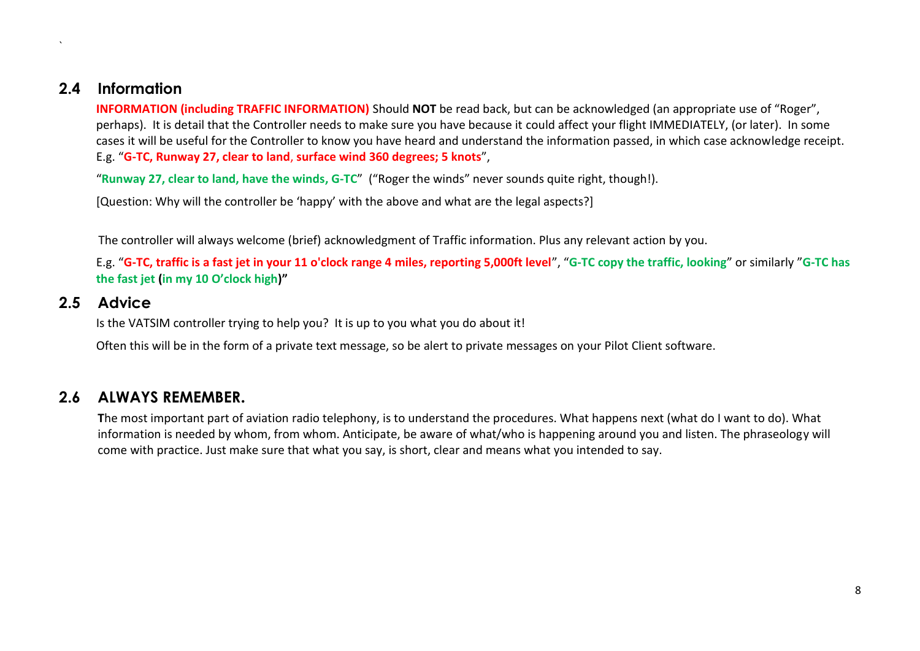## 2.4 Information

**INFORMATION (including TRAFFIC INFORMATION)** Should **NOT** be read back, but can be acknowledged (an appropriate use of "Roger", perhaps). It is detail that the Controller needs to make sure you have because it could affect your flight IMMEDIATELY, (or later). In some cases it will be useful for the Controller to know you have heard and understand the information passed, in which case acknowledge receipt. E.g. "**G-TC, Runway 27, clear to land, surface wind 360 degrees; 5 knots**",

"**Runway 27, clear to land, have the winds, G-TC**" ("Roger the winds" never sounds quite right, though!).

[Question: Why will the controller be 'happy' with the above and what are the legal aspects?]

The controller will always welcome (brief) acknowledgment of Traffic information. Plus any relevant action by you.

E.g. "**G-TC, traffic is a fast jet in your 11 o'clock range 4 miles, reporting 5,000ft level**", "**G-TC copy the traffic, looking**" or similarly "**G-TC has the fast jet (in my 10 O'clock high)**"

## 2.5 Advice

Is the VATSIM controller trying to help you? It is up to you what you do about it!

Often this will be in the form of a private text message, so be alert to private messages on your Pilot Client software.

## 2.6 ALWAYS REMEMBER.

**T**he most important part of aviation radio telephony, is to understand the procedures. What happens next (what do I want to do). What information is needed by whom, from whom. Anticipate, be aware of what/who is happening around you and listen. The phraseology will come with practice. Just make sure that what you say, is short, clear and means what you intended to say.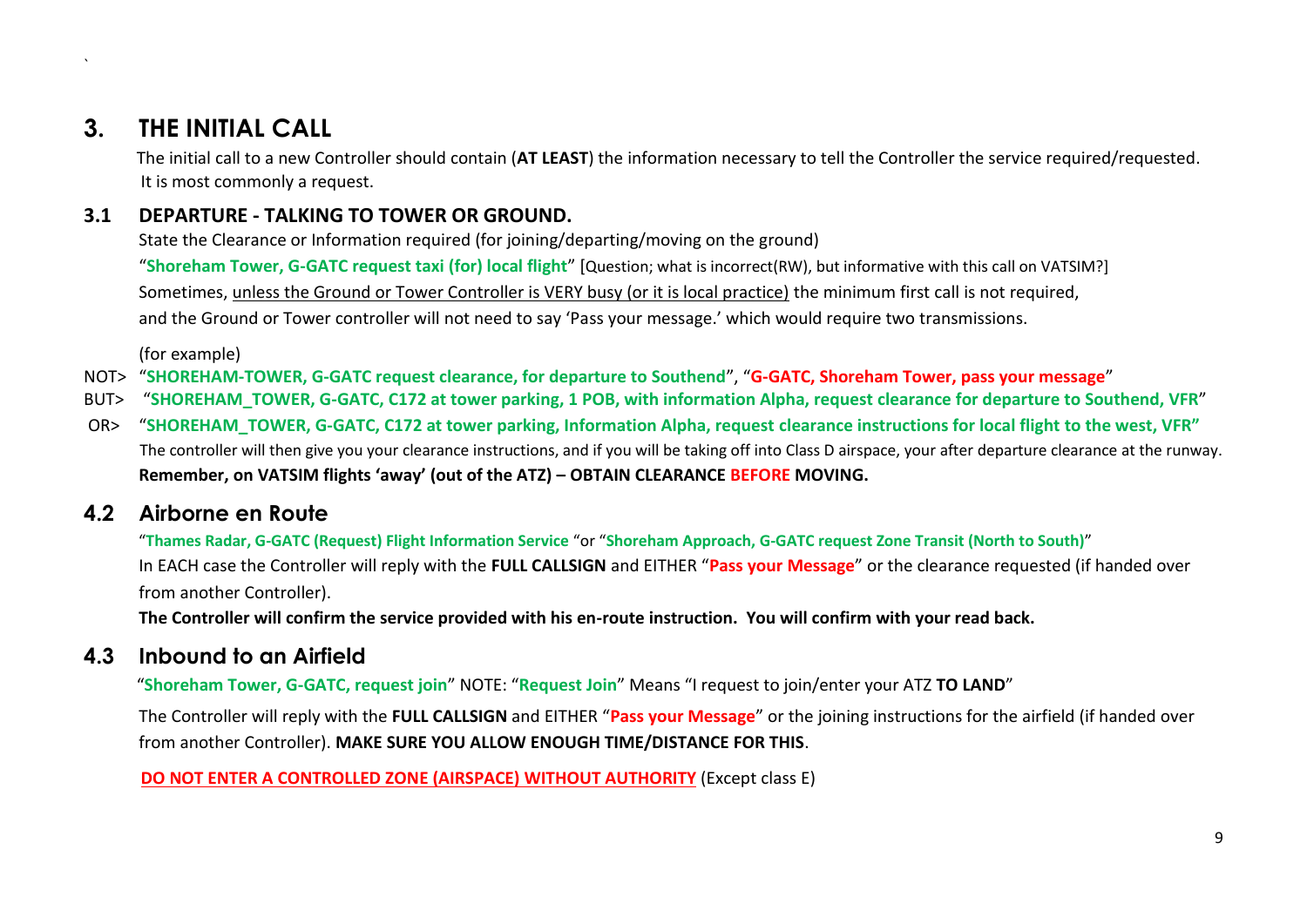`

# 3. THE INITIAL CALL

The initial call to a new Controller should contain (**AT LEAST**) the information necessary to tell the Controller the service required/requested. It is most commonly a request.

## 3.1 DEPARTURE - TALKING TO TOWER OR GROUND.

State the Clearance or Information required (for joining/departing/moving on the ground)

"**Shoreham Tower, G-GATC request taxi (for) local flight**" [Question; what is incorrect(RW), but informative with this call on VATSIM?]

Sometimes, unless the Ground or Tower Controller is VERY busy (or it is local practice) the minimum first call is not required, and the Ground or Tower controller will not need to say 'Pass your message.' which would require two transmissions.

(for example)

NOT> "**SHOREHAM-TOWER, G-GATC request clearance, for departure to Southend**", "**G-GATC, Shoreham Tower, pass your message**"

BUT> "**SHOREHAM_TOWER, G-GATC, C172 at tower parking, 1 POB, with information Alpha, request clearance for departure to Southend, VFR**"

OR> "**SHOREHAM_TOWER, G-GATC, C172 at tower parking, Information Alpha, request clearance instructions for local flight to the west, VFR**"

The controller will then give you your clearance instructions, and if you will be taking off into Class D airspace, your after departure clearance at the runway.

**Remember, on VATSIM flights 'away' (out of the ATZ) – OBTAIN CLEARANCE BEFORE MOVING.**

## 4.2 Airborne en Route

"**Thames Radar, G-GATC (Request) Flight Information Service** "or "**Shoreham Approach, G-GATC request Zone Transit (North to South)**"

In EACH case the Controller will reply with the **FULL CALLSIGN** and EITHER "**Pass your Message**" or the clearance requested (if handed over from another Controller).

**The Controller will confirm the service provided with his en-route instruction. You will confirm with your read back.**

## 4.3 Inbound to an Airfield

"**Shoreham Tower, G-GATC, request join**" NOTE: "**Request Join**" Means "I request to join/enter your ATZ **TO LAND**"

The Controller will reply with the **FULL CALLSIGN** and EITHER "**Pass your Message**" or the joining instructions for the airfield (if handed over from another Controller). **MAKE SURE YOU ALLOW ENOUGH TIME/DISTANCE FOR THIS**.

**DO NOT ENTER A CONTROLLED ZONE (AIRSPACE) WITHOUT AUTHORITY** (Except class E)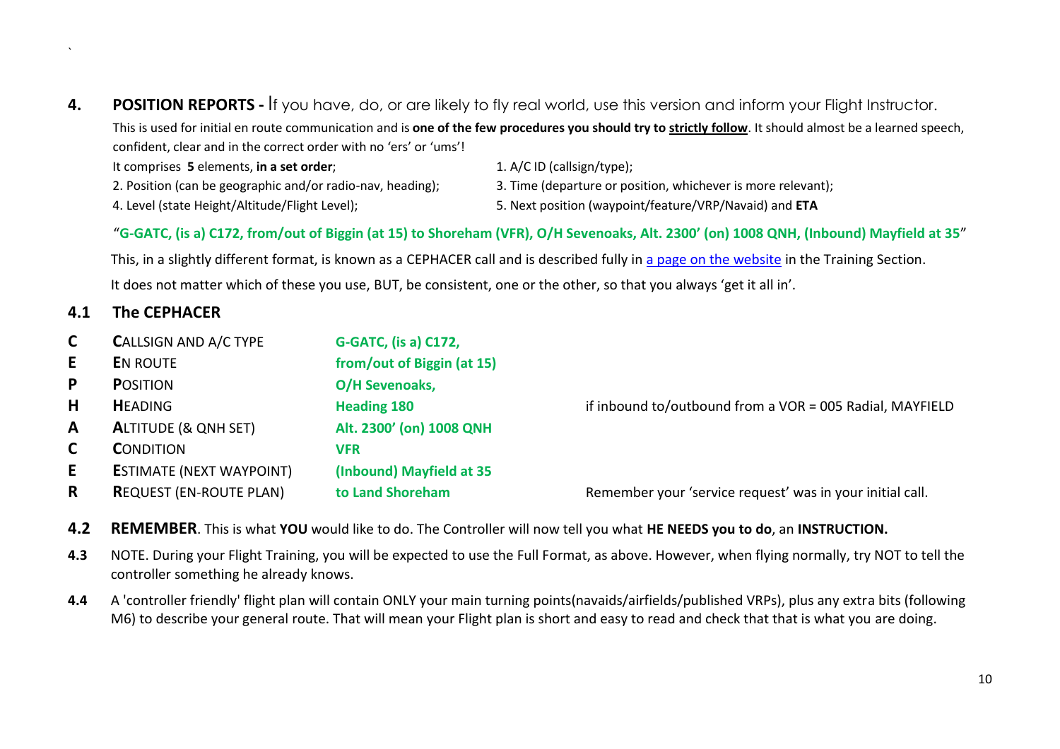## 4. POSITION REPORTS - If you have, do, or are likely to fly real world, use this version and inform your Flight Instructor.

This is used for initial en route communication and is **one of the few procedures you should try to strictly follow**. It should almost be a learned speech, confident, clear and in the correct order with no 'ers' or 'ums'!

It comprises **5** elements, **in a set order**;

1. A/C ID (callsign/type);
2. Position (can be geographic and/or radio-nav, heading);
3. Time (departure or position, whichever is more relevant);
4. Level (state Height/Altitude/Flight Level);
5. Next position (waypoint/feature/VRP/Navaid) and **ETA**

"**G-GATC, (is a) C172, from/out of Biggin (at 15) to Shoreham (VFR), O/H Sevenoaks, Alt. 2300' (on) 1008 QNH, (Inbound) Mayfield at 35**"

This, in a slightly different format, is known as a CEPHACER call and is described fully in [a page on the website]() in the Training Section.

It does not matter which of these you use, BUT, be consistent, one or the other, so that you always 'get it all in'.

### 4.1 The CEPHACER

| | | | |
|---|---|---|---|
| **C** | **C**ALLSIGN AND A/C TYPE | **G-GATC, (is a) C172,** | |
| **E** | **E**N ROUTE | **from/out of Biggin (at 15)** | |
| **P** | **P**OSITION | **O/H Sevenoaks,** | |
| **H** | **H**EADING | **Heading 180** | if inbound to/outbound from a VOR = 005 Radial, MAYFIELD |
| **A** | **A**LTITUDE (& QNH SET) | **Alt. 2300' (on) 1008 QNH** | |
| **C** | **C**ONDITION | **VFR** | |
| **E** | **E**STIMATE (NEXT WAYPOINT) | **(Inbound) Mayfield at 35** | |
| **R** | **R**EQUEST (EN-ROUTE PLAN) | **to Land Shoreham** | Remember your 'service request' was in your initial call. |

**4.2 REMEMBER**. This is what **YOU** would like to do. The Controller will now tell you what **HE NEEDS you to do**, an **INSTRUCTION.**

**4.3** NOTE. During your Flight Training, you will be expected to use the Full Format, as above. However, when flying normally, try NOT to tell the controller something he already knows.

**4.4** A 'controller friendly' flight plan will contain ONLY your main turning points(navaids/airfields/published VRPs), plus any extra bits (following M6) to describe your general route. That will mean your Flight plan is short and easy to read and check that that is what you are doing.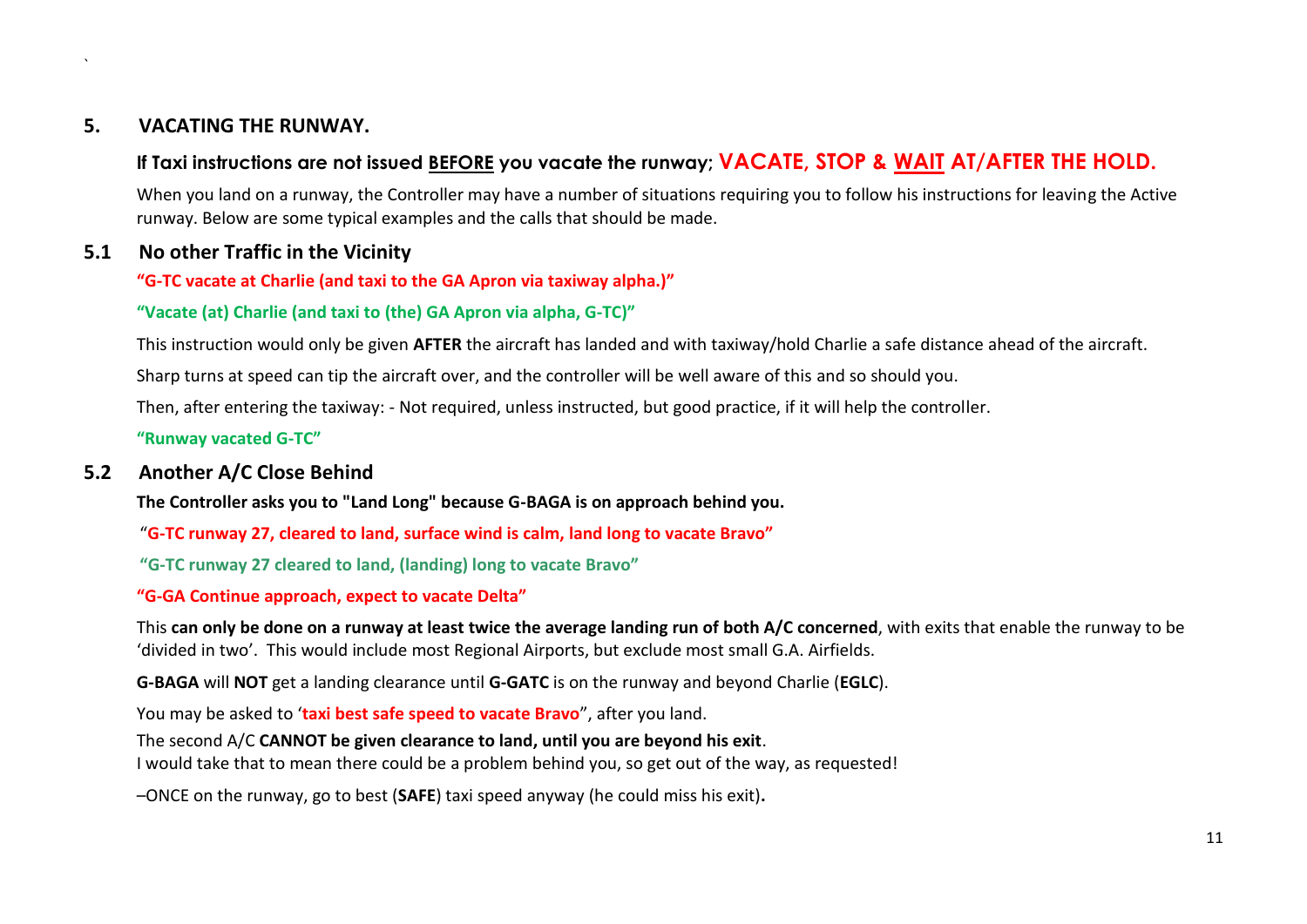`

## 5. VACATING THE RUNWAY.

### If Taxi instructions are not issued <u>BEFORE</u> you vacate the runway; VACATE, STOP & <u>WAIT</u> AT/AFTER THE HOLD.

When you land on a runway, the Controller may have a number of situations requiring you to follow his instructions for leaving the Active runway. Below are some typical examples and the calls that should be made.

### 5.1 No other Traffic in the Vicinity

**"G-TC vacate at Charlie (and taxi to the GA Apron via taxiway alpha.)"**

**"Vacate (at) Charlie (and taxi to (the) GA Apron via alpha, G-TC)"**

This instruction would only be given **AFTER** the aircraft has landed and with taxiway/hold Charlie a safe distance ahead of the aircraft.

Sharp turns at speed can tip the aircraft over, and the controller will be well aware of this and so should you.

Then, after entering the taxiway: - Not required, unless instructed, but good practice, if it will help the controller.

**"Runway vacated G-TC"**

### 5.2 Another A/C Close Behind

**The Controller asks you to "Land Long" because G-BAGA is on approach behind you.**

"**G-TC runway 27, cleared to land, surface wind is calm, land long to vacate Bravo"**

**"G-TC runway 27 cleared to land, (landing) long to vacate Bravo"**

**"G-GA Continue approach, expect to vacate Delta"**

This **can only be done on a runway at least twice the average landing run of both A/C concerned**, with exits that enable the runway to be 'divided in two'. This would include most Regional Airports, but exclude most small G.A. Airfields.

**G-BAGA** will **NOT** get a landing clearance until **G-GATC** is on the runway and beyond Charlie (**EGLC**).

You may be asked to '**taxi best safe speed to vacate Bravo**", after you land.

The second A/C **CANNOT be given clearance to land, until you are beyond his exit**.
I would take that to mean there could be a problem behind you, so get out of the way, as requested!

–ONCE on the runway, go to best (**SAFE**) taxi speed anyway (he could miss his exit)**.**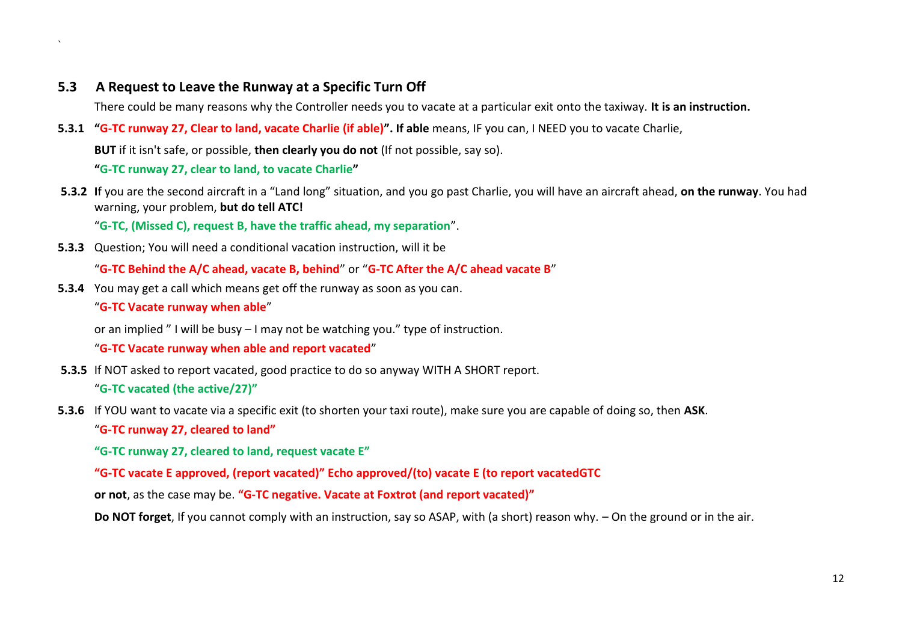## 5.3 A Request to Leave the Runway at a Specific Turn Off

There could be many reasons why the Controller needs you to vacate at a particular exit onto the taxiway. **It is an instruction.**

**5.3.1** **"G-TC runway 27, Clear to land, vacate Charlie (if able)". If able** means, IF you can, I NEED you to vacate Charlie,

**BUT** if it isn't safe, or possible, **then clearly you do not** (If not possible, say so).

**"G-TC runway 27, clear to land, to vacate Charlie"**

**5.3.2** **I**f you are the second aircraft in a "Land long" situation, and you go past Charlie, you will have an aircraft ahead, **on the runway**. You had warning, your problem, **but do tell ATC!**

"**G-TC, (Missed C), request B, have the traffic ahead, my separation**".

**5.3.3** Question; You will need a conditional vacation instruction, will it be

"**G-TC Behind the A/C ahead, vacate B, behind**" or "**G-TC After the A/C ahead vacate B**"

**5.3.4** You may get a call which means get off the runway as soon as you can.

"**G-TC Vacate runway when able**"

or an implied " I will be busy – I may not be watching you." type of instruction.

"**G-TC Vacate runway when able and report vacated**"

**5.3.5** If NOT asked to report vacated, good practice to do so anyway WITH A SHORT report.

"**G-TC vacated (the active/27)"**

**5.3.6** If YOU want to vacate via a specific exit (to shorten your taxi route), make sure you are capable of doing so, then **ASK**.

"**G-TC runway 27, cleared to land"**

**"G-TC runway 27, cleared to land, request vacate E"**

**"G-TC vacate E approved, (report vacated)" Echo approved/(to) vacate E (to report vacatedGTC**

**or not**, as the case may be. **"G-TC negative. Vacate at Foxtrot (and report vacated)"**

**Do NOT forget**, If you cannot comply with an instruction, say so ASAP, with (a short) reason why. – On the ground or in the air.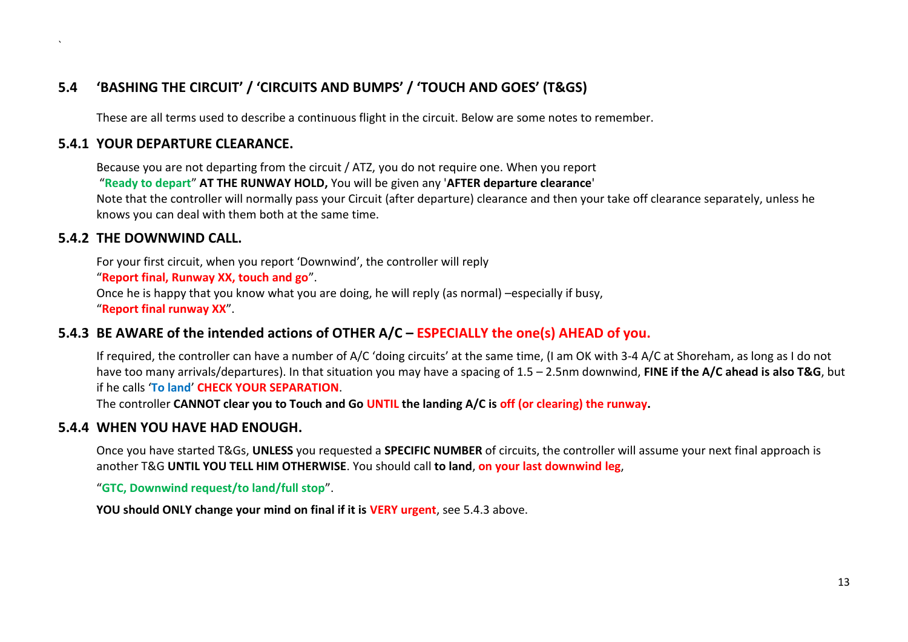## 5.4 'BASHING THE CIRCUIT' / 'CIRCUITS AND BUMPS' / 'TOUCH AND GOES' (T&GS)

These are all terms used to describe a continuous flight in the circuit. Below are some notes to remember.

### 5.4.1 YOUR DEPARTURE CLEARANCE.

Because you are not departing from the circuit / ATZ, you do not require one. When you report "**Ready to depart**" **AT THE RUNWAY HOLD,** You will be given any '**AFTER departure clearance**'

Note that the controller will normally pass your Circuit (after departure) clearance and then your take off clearance separately, unless he knows you can deal with them both at the same time.

### 5.4.2 THE DOWNWIND CALL.

For your first circuit, when you report 'Downwind', the controller will reply

"**Report final, Runway XX, touch and go**".

Once he is happy that you know what you are doing, he will reply (as normal) –especially if busy,

"**Report final runway XX**".

### 5.4.3 BE AWARE of the intended actions of OTHER A/C – ESPECIALLY the one(s) AHEAD of you.

If required, the controller can have a number of A/C 'doing circuits' at the same time, (I am OK with 3-4 A/C at Shoreham, as long as I do not have too many arrivals/departures). In that situation you may have a spacing of 1.5 – 2.5nm downwind, **FINE if the A/C ahead is also T&G**, but if he calls '**To land**' **CHECK YOUR SEPARATION**.

The controller **CANNOT clear you to Touch and Go UNTIL the landing A/C is off (or clearing) the runway.**

### 5.4.4 WHEN YOU HAVE HAD ENOUGH.

Once you have started T&Gs, **UNLESS** you requested a **SPECIFIC NUMBER** of circuits, the controller will assume your next final approach is another T&G **UNTIL YOU TELL HIM OTHERWISE**. You should call **to land**, **on your last downwind leg**,

"**GTC, Downwind request/to land/full stop**".

**YOU should ONLY change your mind on final if it is VERY urgent**, see 5.4.3 above.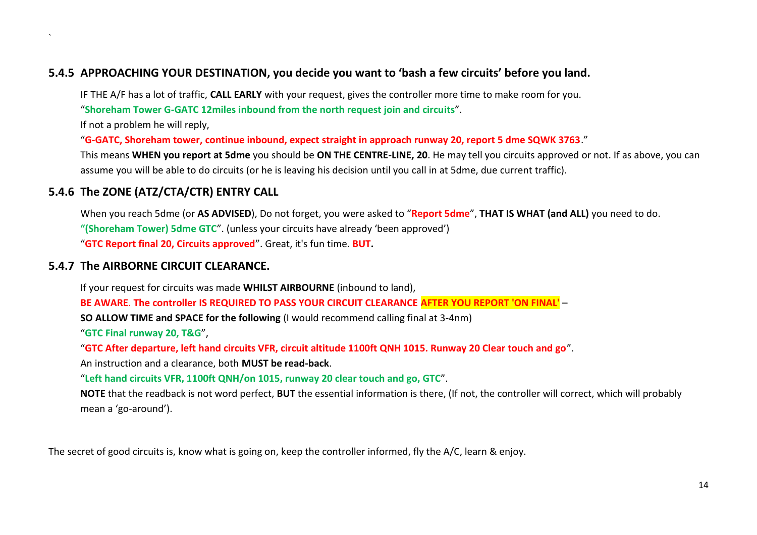### 5.4.5 APPROACHING YOUR DESTINATION, you decide you want to 'bash a few circuits' before you land.

IF THE A/F has a lot of traffic, **CALL EARLY** with your request, gives the controller more time to make room for you.

"**Shoreham Tower G-GATC 12miles inbound from the north request join and circuits**".

If not a problem he will reply,

"**G-GATC, Shoreham tower, continue inbound, expect straight in approach runway 20, report 5 dme SQWK 3763**."

This means **WHEN you report at 5dme** you should be **ON THE CENTRE-LINE, 20**. He may tell you circuits approved or not. If as above, you can assume you will be able to do circuits (or he is leaving his decision until you call in at 5dme, due current traffic).

### 5.4.6 The ZONE (ATZ/CTA/CTR) ENTRY CALL

When you reach 5dme (or **AS ADVISED**), Do not forget, you were asked to "**Report 5dme**", **THAT IS WHAT (and ALL)** you need to do.

**"(Shoreham Tower) 5dme GTC**". (unless your circuits have already 'been approved')

"**GTC Report final 20, Circuits approved**". Great, it's fun time. **BUT.**

### 5.4.7 The AIRBORNE CIRCUIT CLEARANCE.

If your request for circuits was made **WHILST AIRBOURNE** (inbound to land),

**BE AWARE**. **The controller IS REQUIRED TO PASS YOUR CIRCUIT CLEARANCE AFTER YOU REPORT 'ON FINAL'** –

**SO ALLOW TIME and SPACE for the following** (I would recommend calling final at 3-4nm)

"**GTC Final runway 20, T&G**",

"**GTC After departure, left hand circuits VFR, circuit altitude 1100ft QNH 1015. Runway 20 Clear touch and go**".

An instruction and a clearance, both **MUST be read-back**.

"**Left hand circuits VFR, 1100ft QNH/on 1015, runway 20 clear touch and go, GTC**".

**NOTE** that the readback is not word perfect, **BUT** the essential information is there, (If not, the controller will correct, which will probably mean a 'go-around').

The secret of good circuits is, know what is going on, keep the controller informed, fly the A/C, learn & enjoy.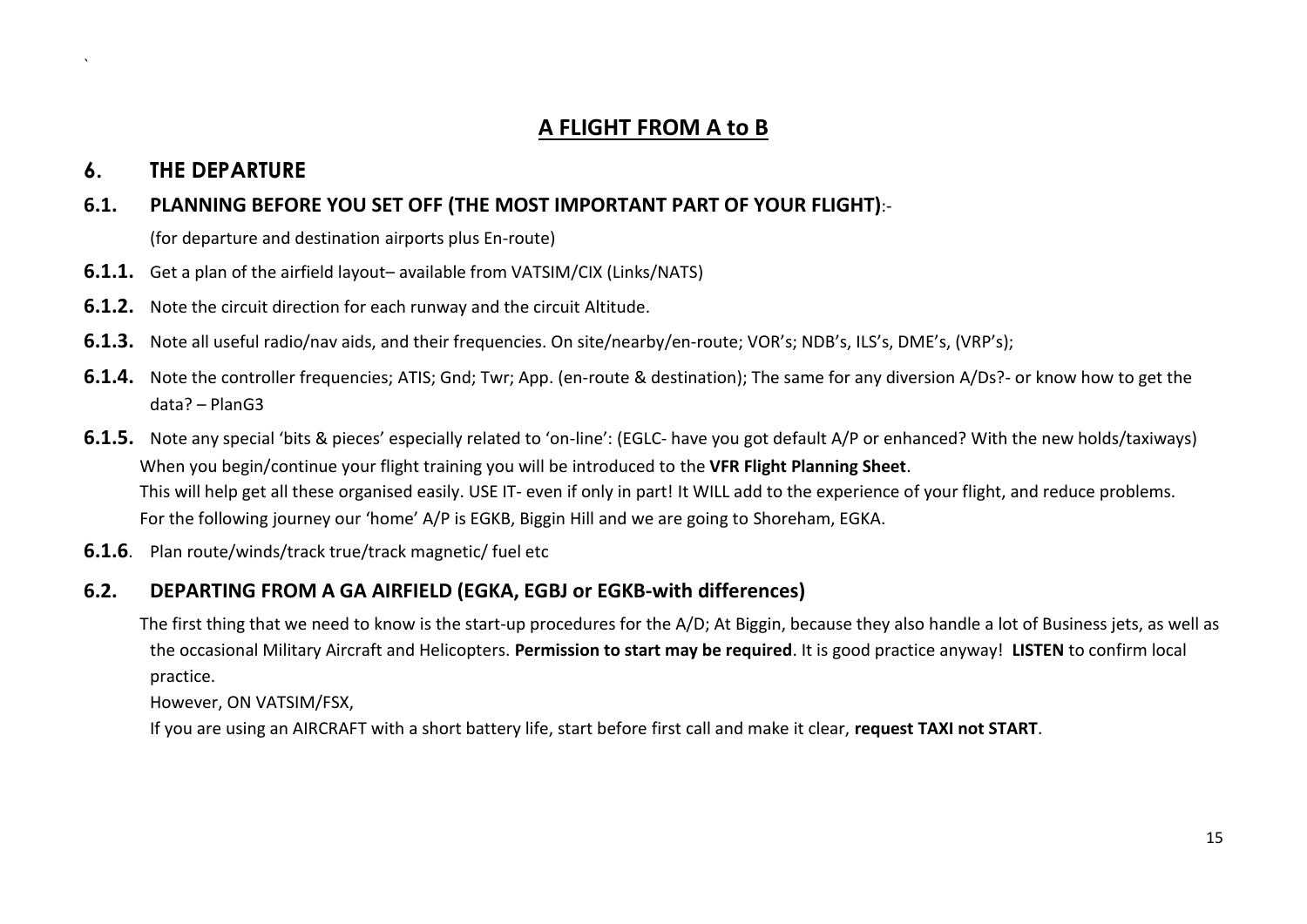`

# A FLIGHT FROM A to B

## 6. THE DEPARTURE

### 6.1. PLANNING BEFORE YOU SET OFF (THE MOST IMPORTANT PART OF YOUR FLIGHT):-

(for departure and destination airports plus En-route)

**6.1.1.** Get a plan of the airfield layout– available from VATSIM/CIX (Links/NATS)

**6.1.2.** Note the circuit direction for each runway and the circuit Altitude.

**6.1.3.** Note all useful radio/nav aids, and their frequencies. On site/nearby/en-route; VOR's; NDB's, ILS's, DME's, (VRP's);

**6.1.4.** Note the controller frequencies; ATIS; Gnd; Twr; App. (en-route & destination); The same for any diversion A/Ds?- or know how to get the data? – PlanG3

**6.1.5.** Note any special 'bits & pieces' especially related to 'on-line': (EGLC- have you got default A/P or enhanced? With the new holds/taxiways)

When you begin/continue your flight training you will be introduced to the **VFR Flight Planning Sheet**.

This will help get all these organised easily. USE IT- even if only in part! It WILL add to the experience of your flight, and reduce problems.

For the following journey our 'home' A/P is EGKB, Biggin Hill and we are going to Shoreham, EGKA.

**6.1.6**. Plan route/winds/track true/track magnetic/ fuel etc

### 6.2. DEPARTING FROM A GA AIRFIELD (EGKA, EGBJ or EGKB-with differences)

The first thing that we need to know is the start-up procedures for the A/D; At Biggin, because they also handle a lot of Business jets, as well as the occasional Military Aircraft and Helicopters. **Permission to start may be required**. It is good practice anyway! **LISTEN** to confirm local practice.

However, ON VATSIM/FSX,

If you are using an AIRCRAFT with a short battery life, start before first call and make it clear, **request TAXI not START**.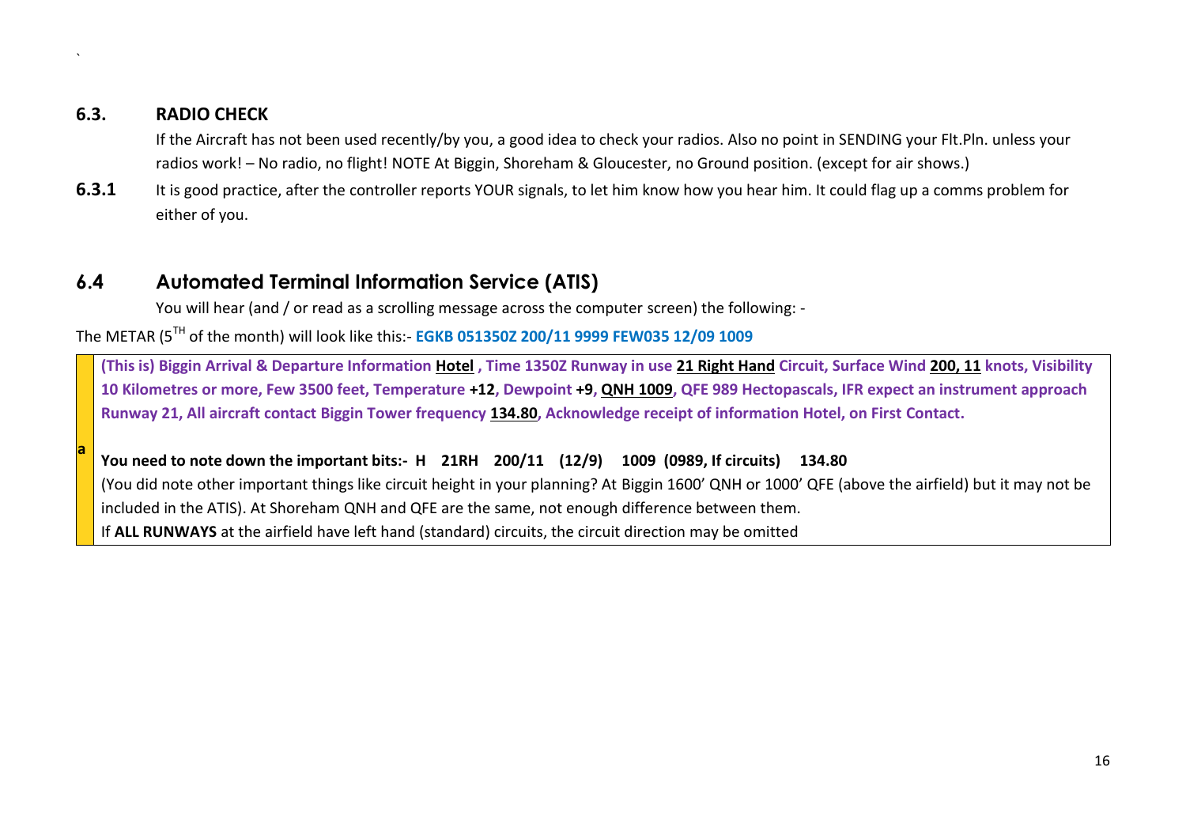`

## 6.3. RADIO CHECK

If the Aircraft has not been used recently/by you, a good idea to check your radios. Also no point in SENDING your Flt.Pln. unless your radios work! – No radio, no flight! NOTE At Biggin, Shoreham & Gloucester, no Ground position. (except for air shows.)

**6.3.1** It is good practice, after the controller reports YOUR signals, to let him know how you hear him. It could flag up a comms problem for either of you.

## 6.4 Automated Terminal Information Service (ATIS)

You will hear (and / or read as a scrolling message across the computer screen) the following: -

The METAR (5[TH] of the month) will look like this:- **EGKB 051350Z 200/11 9999 FEW035 12/09 1009**

| a | **(This is) Biggin Arrival & Departure Information <u>Hotel</u> , Time 1350Z Runway in use <u>21 Right Hand</u> Circuit, Surface Wind <u>200, 11</u> knots, Visibility 10 Kilometres or more, Few 3500 feet, Temperature +12, Dewpoint +9, <u>QNH 1009</u>, QFE 989 Hectopascals, IFR expect an instrument approach Runway 21, All aircraft contact Biggin Tower frequency <u>134.80</u>, Acknowledge receipt of information Hotel, on First Contact.**<br><br>**You need to note down the important bits:- H 21RH 200/11 (12/9) 1009 (0989, If circuits) 134.80**<br>(You did note other important things like circuit height in your planning? At Biggin 1600' QNH or 1000' QFE (above the airfield) but it may not be included in the ATIS). At Shoreham QNH and QFE are the same, not enough difference between them.<br>If **ALL RUNWAYS** at the airfield have left hand (standard) circuits, the circuit direction may be omitted |
|---|---|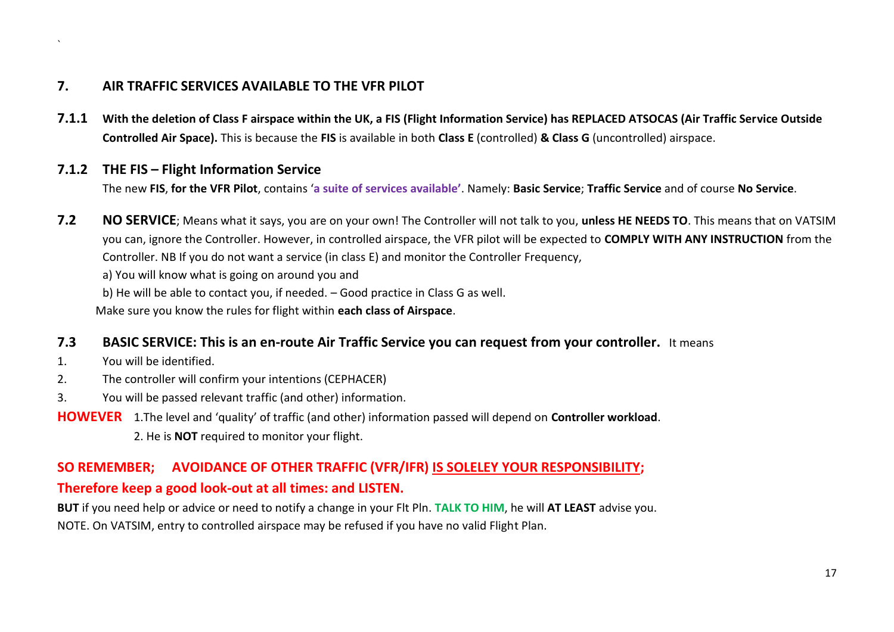## 7. AIR TRAFFIC SERVICES AVAILABLE TO THE VFR PILOT

**7.1.1** **With the deletion of Class F airspace within the UK, a FIS (Flight Information Service) has REPLACED ATSOCAS (Air Traffic Service Outside Controlled Air Space).** This is because the **FIS** is available in both **Class E** (controlled) **& Class G** (uncontrolled) airspace.

### 7.1.2 THE FIS – Flight Information Service

The new **FIS**, **for the VFR Pilot**, contains '**a suite of services available'**. Namely: **Basic Service**; **Traffic Service** and of course **No Service**.

**7.2** **NO SERVICE**; Means what it says, you are on your own! The Controller will not talk to you, **unless HE NEEDS TO**. This means that on VATSIM you can, ignore the Controller. However, in controlled airspace, the VFR pilot will be expected to **COMPLY WITH ANY INSTRUCTION** from the Controller. NB If you do not want a service (in class E) and monitor the Controller Frequency,

a) You will know what is going on around you and

b) He will be able to contact you, if needed. – Good practice in Class G as well.

Make sure you know the rules for flight within **each class of Airspace**.

**7.3** **BASIC SERVICE: This is an en-route Air Traffic Service you can request from your controller.** It means

1. You will be identified.
2. The controller will confirm your intentions (CEPHACER)
3. You will be passed relevant traffic (and other) information.

**HOWEVER** 1.The level and 'quality' of traffic (and other) information passed will depend on **Controller workload**.

2. He is **NOT** required to monitor your flight.

**SO REMEMBER; AVOIDANCE OF OTHER TRAFFIC (VFR/IFR) IS SOLELEY YOUR RESPONSIBILITY;**
**Therefore keep a good look-out at all times: and LISTEN.**

**BUT** if you need help or advice or need to notify a change in your Flt Pln. **TALK TO HIM**, he will **AT LEAST** advise you.

NOTE. On VATSIM, entry to controlled airspace may be refused if you have no valid Flight Plan.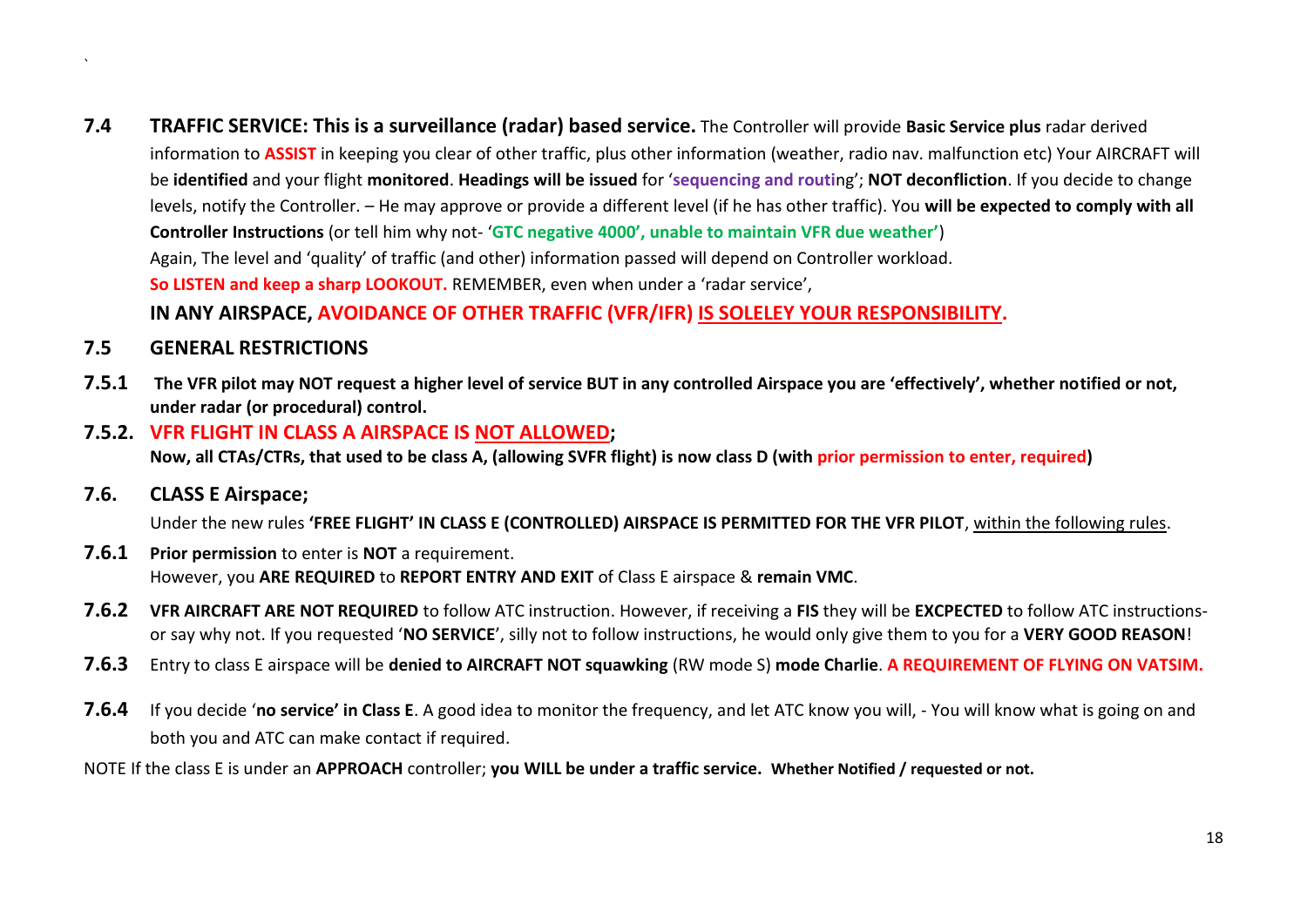`

**7.4 TRAFFIC SERVICE: This is a surveillance (radar) based service.** The Controller will provide **Basic Service plus** radar derived information to **ASSIST** in keeping you clear of other traffic, plus other information (weather, radio nav. malfunction etc) Your AIRCRAFT will be **identified** and your flight **monitored**. **Headings will be issued** for '**sequencing and routi**ng'; **NOT deconfliction**. If you decide to change levels, notify the Controller. – He may approve or provide a different level (if he has other traffic). You **will be expected to comply with all Controller Instructions** (or tell him why not- '**GTC negative 4000', unable to maintain VFR due weather'**)

Again, The level and 'quality' of traffic (and other) information passed will depend on Controller workload.

**So LISTEN and keep a sharp LOOKOUT.** REMEMBER, even when under a 'radar service',

**IN ANY AIRSPACE, AVOIDANCE OF OTHER TRAFFIC (VFR/IFR) IS SOLELEY YOUR RESPONSIBILITY.**

## 7.5 GENERAL RESTRICTIONS

**7.5.1 The VFR pilot may NOT request a higher level of service BUT in any controlled Airspace you are 'effectively', whether notified or not, under radar (or procedural) control.**

**7.5.2. VFR FLIGHT IN CLASS A AIRSPACE IS NOT ALLOWED;**
**Now, all CTAs/CTRs, that used to be class A, (allowing SVFR flight) is now class D (with prior permission to enter, required)**

## 7.6. CLASS E Airspace;

Under the new rules **'FREE FLIGHT' IN CLASS E (CONTROLLED) AIRSPACE IS PERMITTED FOR THE VFR PILOT**, within the following rules.

**7.6.1 Prior permission** to enter is **NOT** a requirement.
However, you **ARE REQUIRED** to **REPORT ENTRY AND EXIT** of Class E airspace & **remain VMC**.

**7.6.2 VFR AIRCRAFT ARE NOT REQUIRED** to follow ATC instruction. However, if receiving a **FIS** they will be **EXCPECTED** to follow ATC instructions- or say why not. If you requested '**NO SERVICE**', silly not to follow instructions, he would only give them to you for a **VERY GOOD REASON**!

**7.6.3** Entry to class E airspace will be **denied to AIRCRAFT NOT squawking** (RW mode S) **mode Charlie**. **A REQUIREMENT OF FLYING ON VATSIM.**

**7.6.4** If you decide '**no service' in Class E**. A good idea to monitor the frequency, and let ATC know you will, - You will know what is going on and both you and ATC can make contact if required.

NOTE If the class E is under an **APPROACH** controller; **you WILL be under a traffic service. Whether Notified / requested or not.**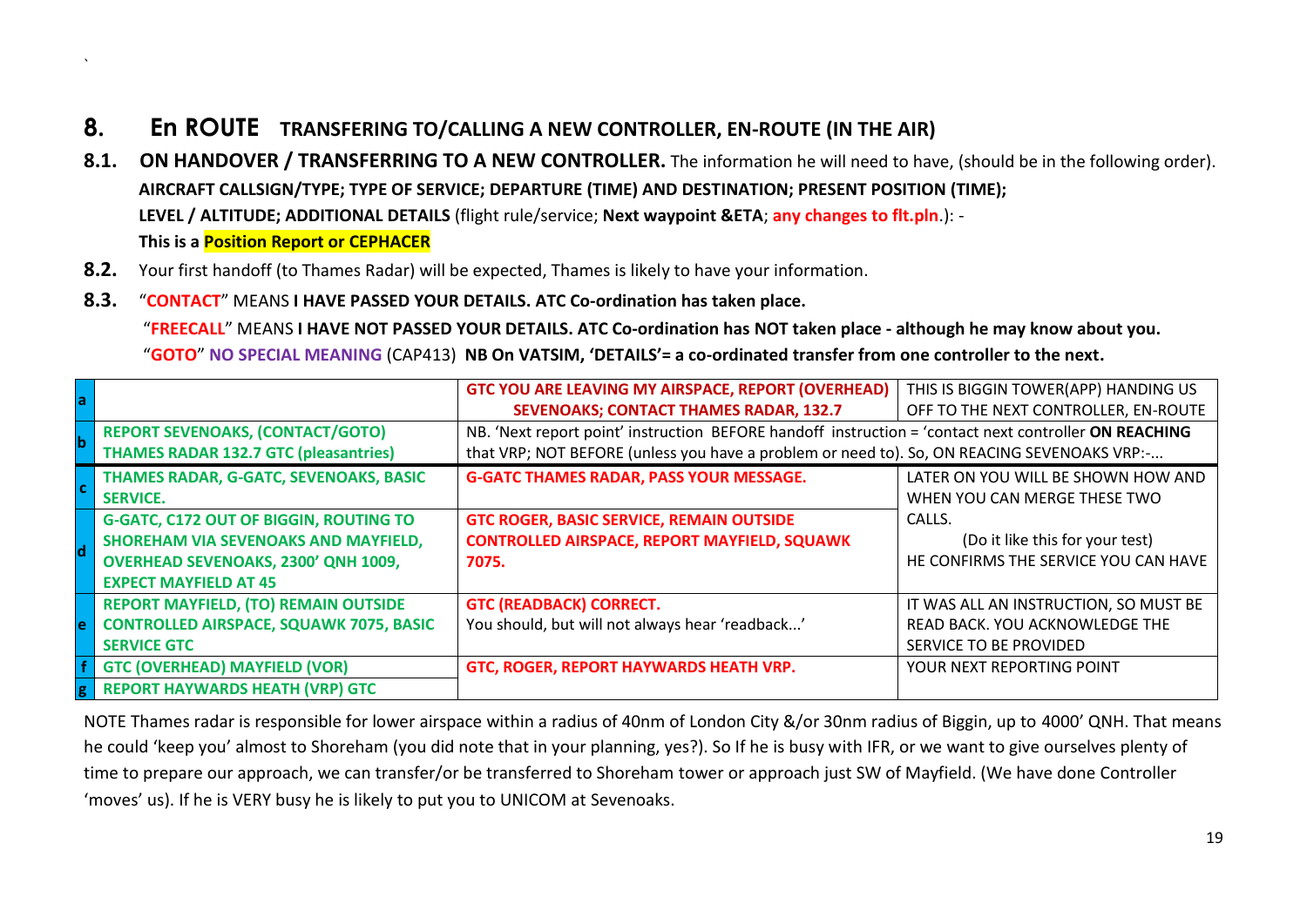`

# 8. En ROUTE TRANSFERING TO/CALLING A NEW CONTROLLER, EN-ROUTE (IN THE AIR)

**8.1. ON HANDOVER / TRANSFERRING TO A NEW CONTROLLER.** The information he will need to have, (should be in the following order).

**AIRCRAFT CALLSIGN/TYPE; TYPE OF SERVICE; DEPARTURE (TIME) AND DESTINATION; PRESENT POSITION (TIME); LEVEL / ALTITUDE; ADDITIONAL DETAILS** (flight rule/service; **Next waypoint &ETA**; **any changes to flt.pln**.): -

**This is a Position Report or CEPHACER**

**8.2.** Your first handoff (to Thames Radar) will be expected, Thames is likely to have your information.

**8.3.** "**CONTACT**" MEANS **I HAVE PASSED YOUR DETAILS. ATC Co-ordination has taken place.**

"**FREECALL**" MEANS **I HAVE NOT PASSED YOUR DETAILS. ATC Co-ordination has NOT taken place - although he may know about you.**

"**GOTO**" **NO SPECIAL MEANING** (CAP413) **NB On VATSIM, 'DETAILS'= a co-ordinated transfer from one controller to the next.**

| | | | |
|---|---|---|---|
| a | | **GTC YOU ARE LEAVING MY AIRSPACE, REPORT (OVERHEAD) SEVENOAKS; CONTACT THAMES RADAR, 132.7** | THIS IS BIGGIN TOWER(APP) HANDING US OFF TO THE NEXT CONTROLLER, EN-ROUTE |
| b | **REPORT SEVENOAKS, (CONTACT/GOTO) THAMES RADAR 132.7 GTC (pleasantries)** | NB. 'Next report point' instruction BEFORE handoff instruction = 'contact next controller **ON REACHING** that VRP; NOT BEFORE (unless you have a problem or need to). So, ON REACING SEVENOAKS VRP:-... | |
| c | **THAMES RADAR, G-GATC, SEVENOAKS, BASIC SERVICE.** | **G-GATC THAMES RADAR, PASS YOUR MESSAGE.** | LATER ON YOU WILL BE SHOWN HOW AND WHEN YOU CAN MERGE THESE TWO CALLS. (Do it like this for your test) HE CONFIRMS THE SERVICE YOU CAN HAVE |
| d | **G-GATC, C172 OUT OF BIGGIN, ROUTING TO SHOREHAM VIA SEVENOAKS AND MAYFIELD, OVERHEAD SEVENOAKS, 2300' QNH 1009, EXPECT MAYFIELD AT 45** | **GTC ROGER, BASIC SERVICE, REMAIN OUTSIDE CONTROLLED AIRSPACE, REPORT MAYFIELD, SQUAWK 7075.** | |
| e | **REPORT MAYFIELD, (TO) REMAIN OUTSIDE CONTROLLED AIRSPACE, SQUAWK 7075, BASIC SERVICE GTC** | **GTC (READBACK) CORRECT.** You should, but will not always hear 'readback...' | IT WAS ALL AN INSTRUCTION, SO MUST BE READ BACK. YOU ACKNOWLEDGE THE SERVICE TO BE PROVIDED |
| f | **GTC (OVERHEAD) MAYFIELD (VOR)** | **GTC, ROGER, REPORT HAYWARDS HEATH VRP.** | YOUR NEXT REPORTING POINT |
| g | **REPORT HAYWARDS HEATH (VRP) GTC** | | |

NOTE Thames radar is responsible for lower airspace within a radius of 40nm of London City &/or 30nm radius of Biggin, up to 4000' QNH. That means he could 'keep you' almost to Shoreham (you did note that in your planning, yes?). So If he is busy with IFR, or we want to give ourselves plenty of time to prepare our approach, we can transfer/or be transferred to Shoreham tower or approach just SW of Mayfield. (We have done Controller 'moves' us). If he is VERY busy he is likely to put you to UNICOM at Sevenoaks.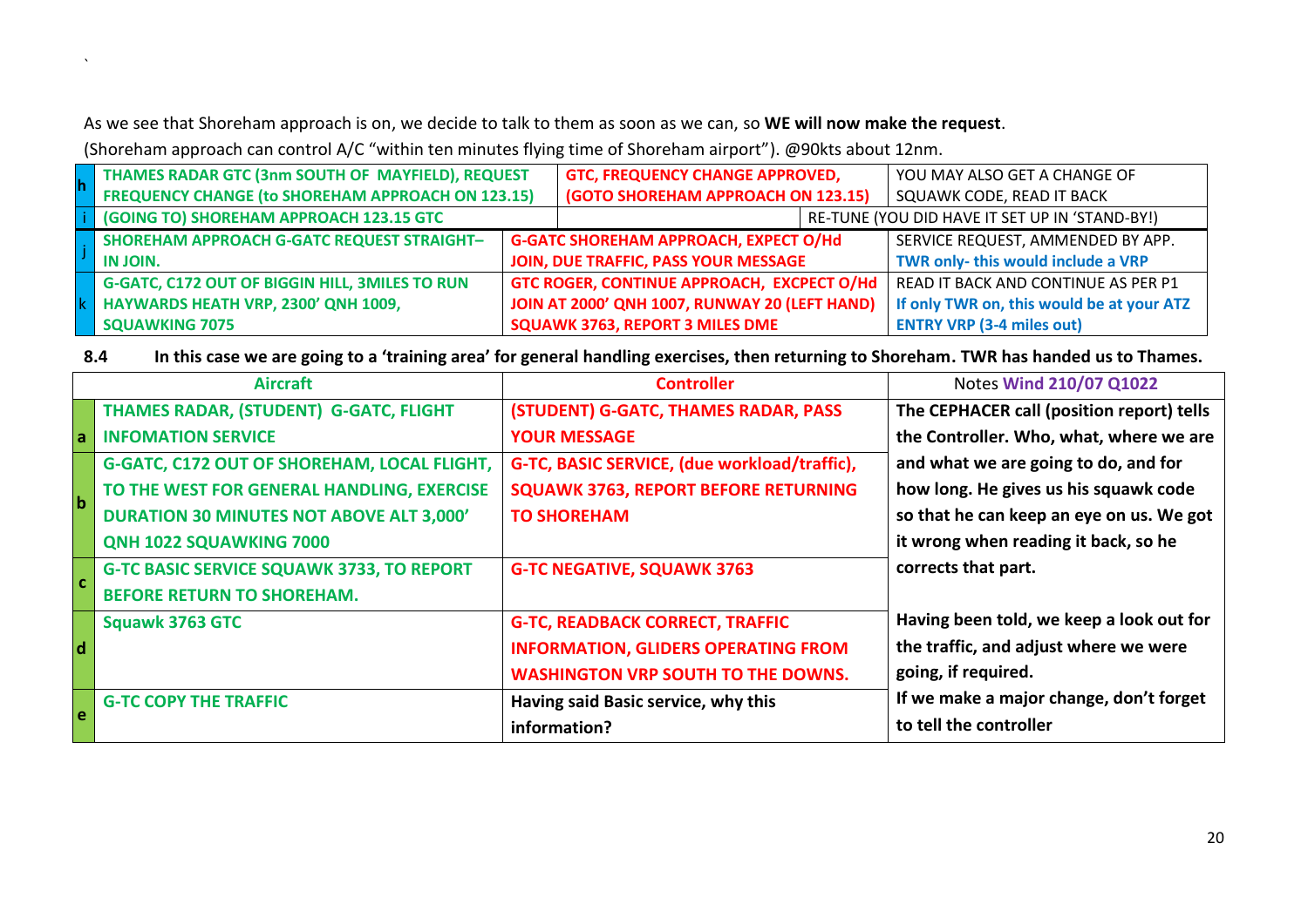`

As we see that Shoreham approach is on, we decide to talk to them as soon as we can, so **WE will now make the request**.

(Shoreham approach can control A/C "within ten minutes flying time of Shoreham airport"). @90kts about 12nm.

| | | | |
|---|---|---|---|
| h | **THAMES RADAR GTC (3nm SOUTH OF MAYFIELD), REQUEST FREQUENCY CHANGE (to SHOREHAM APPROACH ON 123.15)** | **GTC, FREQUENCY CHANGE APPROVED, (GOTO SHOREHAM APPROACH ON 123.15)** | YOU MAY ALSO GET A CHANGE OF SQUAWK CODE, READ IT BACK |
| i | **(GOING TO) SHOREHAM APPROACH 123.15 GTC** | | RE-TUNE (YOU DID HAVE IT SET UP IN 'STAND-BY!) |
| j | **SHOREHAM APPROACH G-GATC REQUEST STRAIGHT– IN JOIN.** | **G-GATC SHOREHAM APPROACH, EXPECT O/Hd JOIN, DUE TRAFFIC, PASS YOUR MESSAGE** | SERVICE REQUEST, AMMENDED BY APP. **TWR only- this would include a VRP** |
| k | **G-GATC, C172 OUT OF BIGGIN HILL, 3MILES TO RUN HAYWARDS HEATH VRP, 2300' QNH 1009, SQUAWKING 7075** | **GTC ROGER, CONTINUE APPROACH, EXCPECT O/Hd JOIN AT 2000' QNH 1007, RUNWAY 20 (LEFT HAND) SQUAWK 3763, REPORT 3 MILES DME** | READ IT BACK AND CONTINUE AS PER P1 **If only TWR on, this would be at your ATZ ENTRY VRP (3-4 miles out)** |

**8.4 In this case we are going to a 'training area' for general handling exercises, then returning to Shoreham. TWR has handed us to Thames.**

| | Aircraft | Controller | Notes Wind 210/07 Q1022 |
|---|---|---|---|
| a | **THAMES RADAR, (STUDENT) G-GATC, FLIGHT INFOMATION SERVICE** | **(STUDENT) G-GATC, THAMES RADAR, PASS YOUR MESSAGE** | **The CEPHACER call (position report) tells the Controller. Who, what, where we are and what we are going to do, and for how long. He gives us his squawk code so that he can keep an eye on us. We got it wrong when reading it back, so he corrects that part.** |
| b | **G-GATC, C172 OUT OF SHOREHAM, LOCAL FLIGHT, TO THE WEST FOR GENERAL HANDLING, EXERCISE DURATION 30 MINUTES NOT ABOVE ALT 3,000' QNH 1022 SQUAWKING 7000** | **G-TC, BASIC SERVICE, (due workload/traffic), SQUAWK 3763, REPORT BEFORE RETURNING TO SHOREHAM** | |
| c | **G-TC BASIC SERVICE SQUAWK 3733, TO REPORT BEFORE RETURN TO SHOREHAM.** | **G-TC NEGATIVE, SQUAWK 3763** | |
| d | **Squawk 3763 GTC** | **G-TC, READBACK CORRECT, TRAFFIC INFORMATION, GLIDERS OPERATING FROM WASHINGTON VRP SOUTH TO THE DOWNS.** | **Having been told, we keep a look out for the traffic, and adjust where we were going, if required. If we make a major change, don't forget to tell the controller** |
| e | **G-TC COPY THE TRAFFIC** | **Having said Basic service, why this information?** | |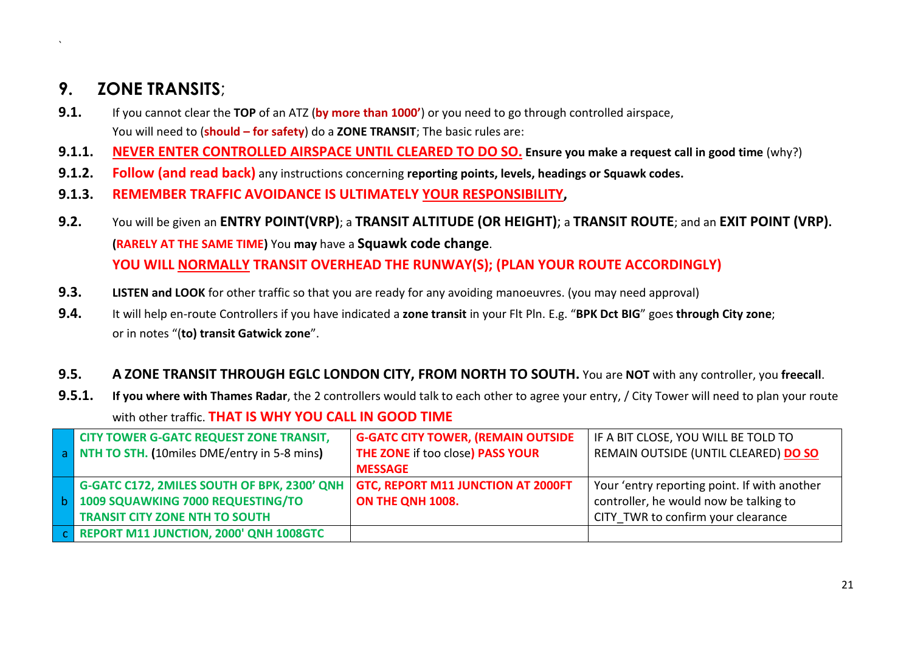## 9. ZONE TRANSITS;

**9.1.** If you cannot clear the **TOP** of an ATZ (**by more than 1000'**) or you need to go through controlled airspace,
You will need to (**should – for safety**) do a **ZONE TRANSIT**; The basic rules are:

**9.1.1.** **NEVER ENTER CONTROLLED AIRSPACE UNTIL CLEARED TO DO SO.** **Ensure you make a request call in good time** (why?)

**9.1.2.** **Follow (and read back)** any instructions concerning **reporting points, levels, headings or Squawk codes.**

**9.1.3.** **REMEMBER TRAFFIC AVOIDANCE IS ULTIMATELY YOUR RESPONSIBILITY,**

**9.2.** You will be given an **ENTRY POINT(VRP)**; a **TRANSIT ALTITUDE (OR HEIGHT)**; a **TRANSIT ROUTE**; and an **EXIT POINT (VRP).**
**(RARELY AT THE SAME TIME)** You **may** have a **Squawk code change**.
**YOU WILL NORMALLY TRANSIT OVERHEAD THE RUNWAY(S); (PLAN YOUR ROUTE ACCORDINGLY)**

**9.3.** **LISTEN and LOOK** for other traffic so that you are ready for any avoiding manoeuvres. (you may need approval)

**9.4.** It will help en-route Controllers if you have indicated a **zone transit** in your Flt Pln. E.g. "**BPK Dct BIG**" goes **through City zone**;
or in notes "(**to) transit Gatwick zone**".

**9.5.** **A ZONE TRANSIT THROUGH EGLC LONDON CITY, FROM NORTH TO SOUTH.** You are **NOT** with any controller, you **freecall**.

**9.5.1.** **If you where with Thames Radar**, the 2 controllers would talk to each other to agree your entry, / City Tower will need to plan your route with other traffic. **THAT IS WHY YOU CALL IN GOOD TIME**

| | | | |
|---|---|---|---|
| a | **CITY TOWER G-GATC REQUEST ZONE TRANSIT, NTH TO STH. (**10miles DME/entry in 5-8 mins**)** | **G-GATC CITY TOWER, (REMAIN OUTSIDE THE ZONE** if too close**) PASS YOUR MESSAGE** | IF A BIT CLOSE, YOU WILL BE TOLD TO REMAIN OUTSIDE (UNTIL CLEARED) **DO SO** |
| b | **G-GATC C172, 2MILES SOUTH OF BPK, 2300' QNH 1009 SQUAWKING 7000 REQUESTING/TO TRANSIT CITY ZONE NTH TO SOUTH** | **GTC, REPORT M11 JUNCTION AT 2000FT ON THE QNH 1008.** | Your 'entry reporting point. If with another controller, he would now be talking to CITY_TWR to confirm your clearance |
| c | **REPORT M11 JUNCTION, 2000' QNH 1008GTC** | | |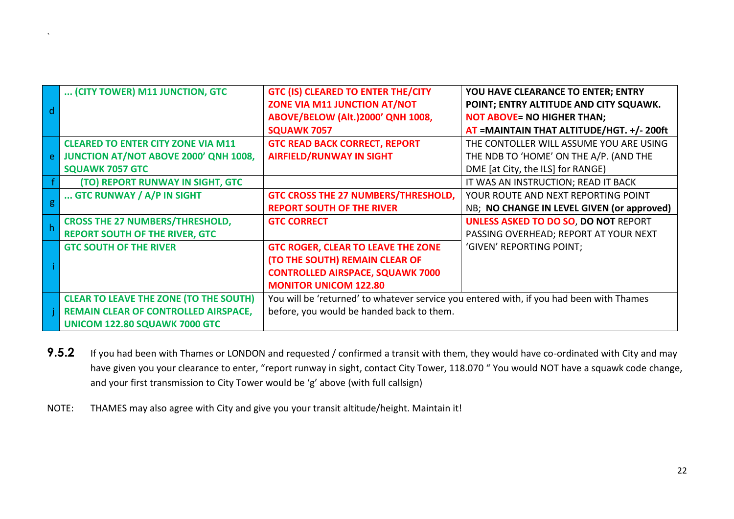`

| | | | |
|---|---|---|---|
| d | ... (CITY TOWER) M11 JUNCTION, GTC | GTC (IS) CLEARED TO ENTER THE/CITY ZONE VIA M11 JUNCTION AT/NOT ABOVE/BELOW (Alt.)2000' QNH 1008, SQUAWK 7057 | **YOU HAVE CLEARANCE TO ENTER; ENTRY POINT; ENTRY ALTITUDE AND CITY SQUAWK. NOT ABOVE= NO HIGHER THAN; AT =MAINTAIN THAT ALTITUDE/HGT. +/- 200ft** |
| e | CLEARED TO ENTER CITY ZONE VIA M11 JUNCTION AT/NOT ABOVE 2000' QNH 1008, SQUAWK 7057 GTC | GTC READ BACK CORRECT, REPORT AIRFIELD/RUNWAY IN SIGHT | THE CONTOLLER WILL ASSUME YOU ARE USING THE NDB TO 'HOME' ON THE A/P. (AND THE DME [at City, the ILS] for RANGE) |
| f | (TO) REPORT RUNWAY IN SIGHT, GTC | | IT WAS AN INSTRUCTION; READ IT BACK |
| g | ... GTC RUNWAY / A/P IN SIGHT | GTC CROSS THE 27 NUMBERS/THRESHOLD, REPORT SOUTH OF THE RIVER | YOUR ROUTE AND NEXT REPORTING POINT NB; **NO CHANGE IN LEVEL GIVEN (or approved)** |
| h | CROSS THE 27 NUMBERS/THRESHOLD, REPORT SOUTH OF THE RIVER, GTC | GTC CORRECT | **UNLESS ASKED TO DO SO**, **DO NOT** REPORT PASSING OVERHEAD; REPORT AT YOUR NEXT 'GIVEN' REPORTING POINT; |
| i | GTC SOUTH OF THE RIVER | GTC ROGER, CLEAR TO LEAVE THE ZONE (TO THE SOUTH) REMAIN CLEAR OF CONTROLLED AIRSPACE, SQUAWK 7000 MONITOR UNICOM 122.80 | |
| j | CLEAR TO LEAVE THE ZONE (TO THE SOUTH) REMAIN CLEAR OF CONTROLLED AIRSPACE, UNICOM 122.80 SQUAWK 7000 GTC | You will be 'returned' to whatever service you entered with, if you had been with Thames before, you would be handed back to them. | |

**9.5.2** If you had been with Thames or LONDON and requested / confirmed a transit with them, they would have co-ordinated with City and may have given you your clearance to enter, "report runway in sight, contact City Tower, 118.070 " You would NOT have a squawk code change, and your first transmission to City Tower would be 'g' above (with full callsign)

NOTE: THAMES may also agree with City and give you your transit altitude/height. Maintain it!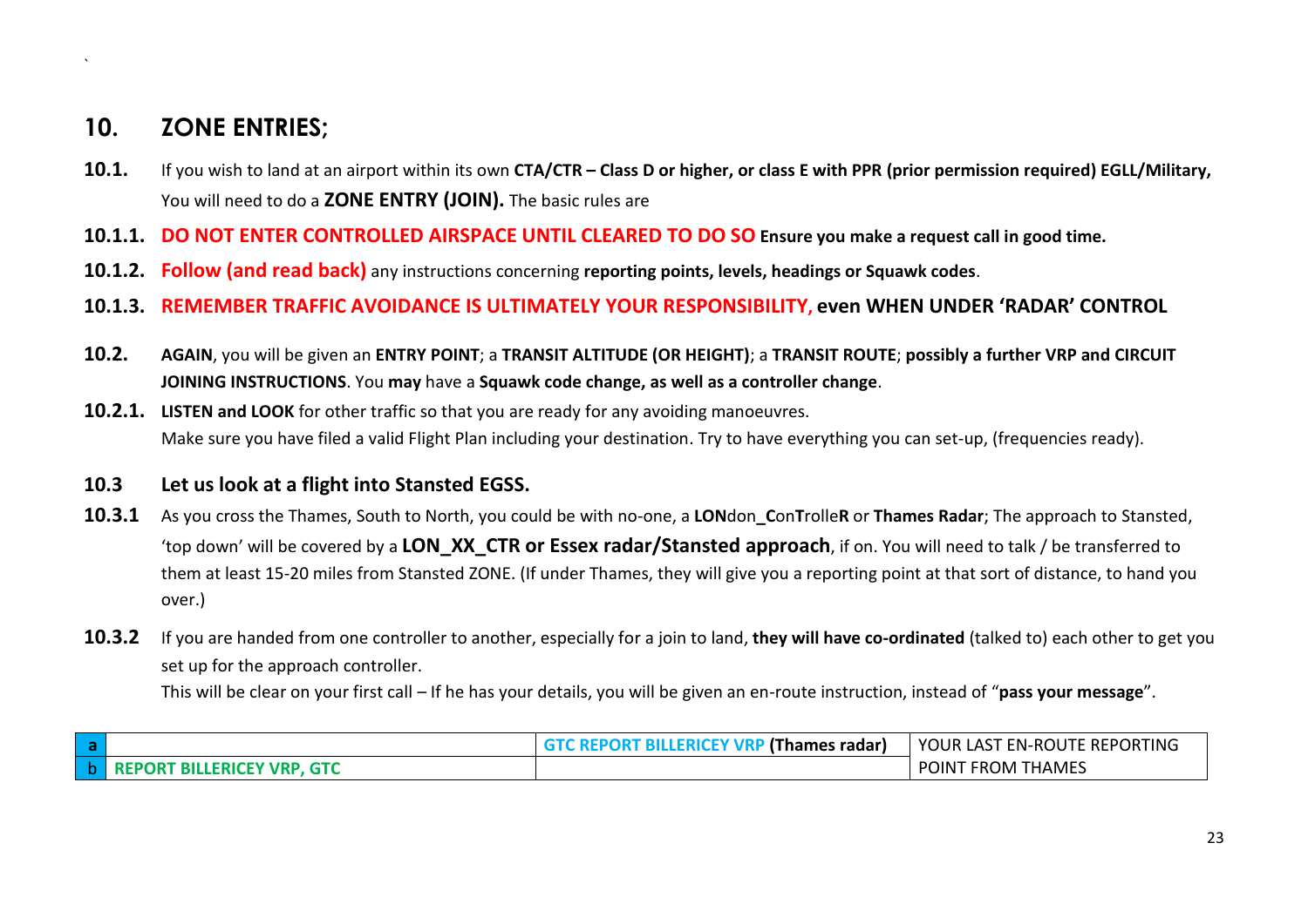`

## 10. ZONE ENTRIES;

**10.1.** If you wish to land at an airport within its own **CTA/CTR – Class D or higher, or class E with PPR (prior permission required) EGLL/Military,** You will need to do a **ZONE ENTRY (JOIN).** The basic rules are

**10.1.1.** **DO NOT ENTER CONTROLLED AIRSPACE UNTIL CLEARED TO DO SO** **Ensure you make a request call in good time.**

**10.1.2.** **Follow (and read back)** any instructions concerning **reporting points, levels, headings or Squawk codes**.

**10.1.3.** **REMEMBER TRAFFIC AVOIDANCE IS ULTIMATELY YOUR RESPONSIBILITY, even WHEN UNDER 'RADAR' CONTROL**

**10.2.** **AGAIN**, you will be given an **ENTRY POINT**; a **TRANSIT ALTITUDE (OR HEIGHT)**; a **TRANSIT ROUTE**; **possibly a further VRP and CIRCUIT JOINING INSTRUCTIONS**. You **may** have a **Squawk code change, as well as a controller change**.

**10.2.1.** **LISTEN and LOOK** for other traffic so that you are ready for any avoiding manoeuvres.
Make sure you have filed a valid Flight Plan including your destination. Try to have everything you can set-up, (frequencies ready).

### 10.3 Let us look at a flight into Stansted EGSS.

**10.3.1** As you cross the Thames, South to North, you could be with no-one, a **LON**don**_C**on**T**rolle**R** or **Thames Radar**; The approach to Stansted, 'top down' will be covered by a **LON_XX_CTR or Essex radar/Stansted approach**, if on. You will need to talk / be transferred to them at least 15-20 miles from Stansted ZONE. (If under Thames, they will give you a reporting point at that sort of distance, to hand you over.)

**10.3.2** If you are handed from one controller to another, especially for a join to land, **they will have co-ordinated** (talked to) each other to get you set up for the approach controller.
This will be clear on your first call – If he has your details, you will be given an en-route instruction, instead of "**pass your message**".

| | | | |
|---|---|---|---|
| **a** | | **GTC REPORT BILLERICEY VRP (Thames radar)** | YOUR LAST EN-ROUTE REPORTING POINT FROM THAMES |
| b | **REPORT BILLERICEY VRP, GTC** | | |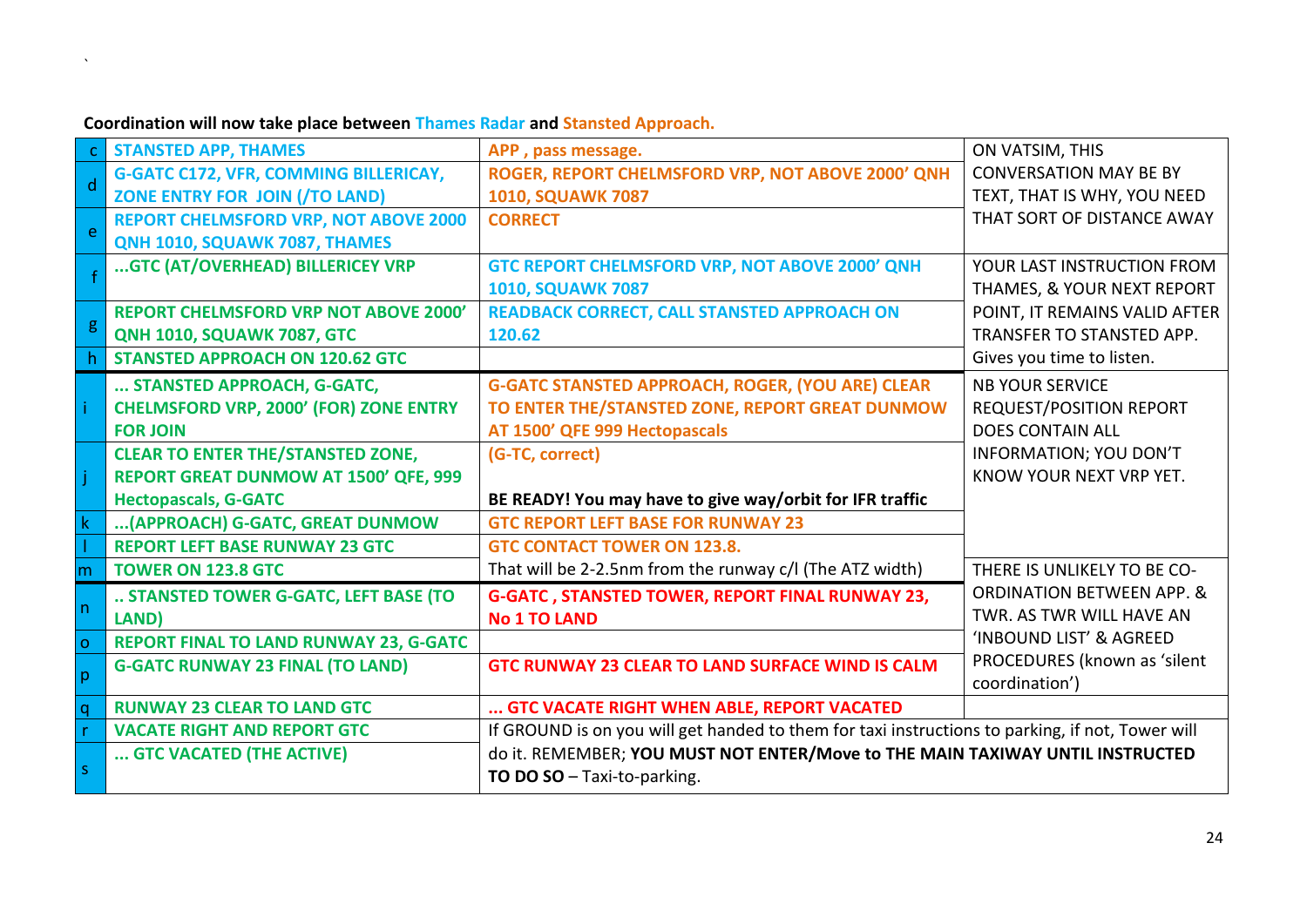`

**Coordination will now take place between Thames Radar and Stansted Approach.**

| | | | |
|---|---|---|---|
| c | STANSTED APP, THAMES | APP , pass message. | ON VATSIM, THIS CONVERSATION MAY BE BY TEXT, THAT IS WHY, YOU NEED THAT SORT OF DISTANCE AWAY |
| d | G-GATC C172, VFR, COMMING BILLERICAY, ZONE ENTRY FOR JOIN (/TO LAND) | ROGER, REPORT CHELMSFORD VRP, NOT ABOVE 2000' QNH 1010, SQUAWK 7087 | |
| e | REPORT CHELMSFORD VRP, NOT ABOVE 2000 QNH 1010, SQUAWK 7087, THAMES | CORRECT | |
| f | ...GTC (AT/OVERHEAD) BILLERICEY VRP | GTC REPORT CHELMSFORD VRP, NOT ABOVE 2000' QNH 1010, SQUAWK 7087 | YOUR LAST INSTRUCTION FROM THAMES, & YOUR NEXT REPORT POINT, IT REMAINS VALID AFTER TRANSFER TO STANSTED APP. Gives you time to listen. |
| g | REPORT CHELMSFORD VRP NOT ABOVE 2000' QNH 1010, SQUAWK 7087, GTC | READBACK CORRECT, CALL STANSTED APPROACH ON 120.62 | |
| h | STANSTED APPROACH ON 120.62 GTC | | |
| i | ... STANSTED APPROACH, G-GATC, CHELMSFORD VRP, 2000' (FOR) ZONE ENTRY FOR JOIN | G-GATC STANSTED APPROACH, ROGER, (YOU ARE) CLEAR TO ENTER THE/STANSTED ZONE, REPORT GREAT DUNMOW AT 1500' QFE 999 Hectopascals | NB YOUR SERVICE REQUEST/POSITION REPORT DOES CONTAIN ALL INFORMATION; YOU DON'T KNOW YOUR NEXT VRP YET. |
| j | CLEAR TO ENTER THE/STANSTED ZONE, REPORT GREAT DUNMOW AT 1500' QFE, 999 Hectopascals, G-GATC | (G-TC, correct)<br><br>**BE READY! You may have to give way/orbit for IFR traffic** | |
| k | ...(APPROACH) G-GATC, GREAT DUNMOW | GTC REPORT LEFT BASE FOR RUNWAY 23 | |
| l | REPORT LEFT BASE RUNWAY 23 GTC | GTC CONTACT TOWER ON 123.8. | |
| m | TOWER ON 123.8 GTC | That will be 2-2.5nm from the runway c/l (The ATZ width) | THERE IS UNLIKELY TO BE CO-ORDINATION BETWEEN APP. & TWR. AS TWR WILL HAVE AN 'INBOUND LIST' & AGREED PROCEDURES (known as 'silent coordination') |
| n | .. STANSTED TOWER G-GATC, LEFT BASE (TO LAND) | G-GATC , STANSTED TOWER, REPORT FINAL RUNWAY 23, No 1 TO LAND | |
| o | REPORT FINAL TO LAND RUNWAY 23, G-GATC | | |
| p | G-GATC RUNWAY 23 FINAL (TO LAND) | GTC RUNWAY 23 CLEAR TO LAND SURFACE WIND IS CALM | |
| q | RUNWAY 23 CLEAR TO LAND GTC | ... GTC VACATE RIGHT WHEN ABLE, REPORT VACATED | |
| r | VACATE RIGHT AND REPORT GTC | If GROUND is on you will get handed to them for taxi instructions to parking, if not, Tower will do it. REMEMBER; **YOU MUST NOT ENTER/Move to THE MAIN TAXIWAY UNTIL INSTRUCTED TO DO SO** – Taxi-to-parking. | |
| s | ... GTC VACATED (THE ACTIVE) | | |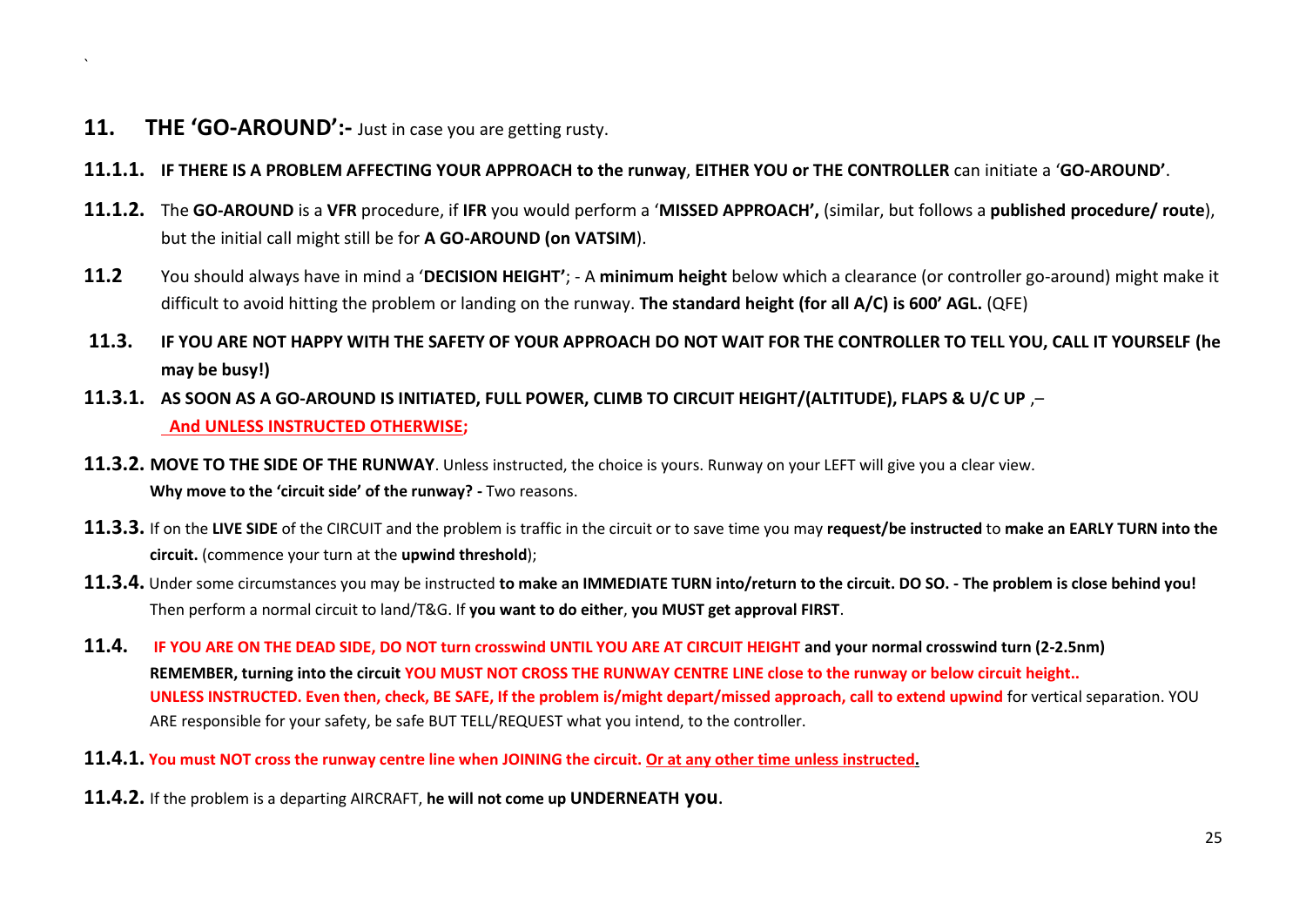## 11. THE 'GO-AROUND':- Just in case you are getting rusty.

**11.1.1.** **IF THERE IS A PROBLEM AFFECTING YOUR APPROACH to the runway**, **EITHER YOU or THE CONTROLLER** can initiate a '**GO-AROUND'**.

**11.1.2.** The **GO-AROUND** is a **VFR** procedure, if **IFR** you would perform a '**MISSED APPROACH',** (similar, but follows a **published procedure/ route**), but the initial call might still be for **A GO-AROUND (on VATSIM**).

**11.2** You should always have in mind a '**DECISION HEIGHT'**; - A **minimum height** below which a clearance (or controller go-around) might make it difficult to avoid hitting the problem or landing on the runway. **The standard height (for all A/C) is 600' AGL.** (QFE)

**11.3. IF YOU ARE NOT HAPPY WITH THE SAFETY OF YOUR APPROACH DO NOT WAIT FOR THE CONTROLLER TO TELL YOU, CALL IT YOURSELF (he may be busy!)**

**11.3.1. AS SOON AS A GO-AROUND IS INITIATED, FULL POWER, CLIMB TO CIRCUIT HEIGHT/(ALTITUDE), FLAPS & U/C UP** ,– **And UNLESS INSTRUCTED OTHERWISE;**

**11.3.2. MOVE TO THE SIDE OF THE RUNWAY**. Unless instructed, the choice is yours. Runway on your LEFT will give you a clear view.
**Why move to the 'circuit side' of the runway? -** Two reasons.

**11.3.3.** If on the **LIVE SIDE** of the CIRCUIT and the problem is traffic in the circuit or to save time you may **request/be instructed** to **make an EARLY TURN into the circuit.** (commence your turn at the **upwind threshold**);

**11.3.4.** Under some circumstances you may be instructed **to make an IMMEDIATE TURN into/return to the circuit. DO SO. - The problem is close behind you!** Then perform a normal circuit to land/T&G. If **you want to do either**, **you MUST get approval FIRST**.

**11.4. IF YOU ARE ON THE DEAD SIDE, DO NOT turn crosswind UNTIL YOU ARE AT CIRCUIT HEIGHT and your normal crosswind turn (2-2.5nm)**
**REMEMBER, turning into the circuit YOU MUST NOT CROSS THE RUNWAY CENTRE LINE close to the runway or below circuit height..**
**UNLESS INSTRUCTED. Even then, check, BE SAFE, If the problem is/might depart/missed approach, call to extend upwind** for vertical separation. YOU ARE responsible for your safety, be safe BUT TELL/REQUEST what you intend, to the controller.

**11.4.1. You must NOT cross the runway centre line when JOINING the circuit. Or at any other time unless instructed.**

**11.4.2.** If the problem is a departing AIRCRAFT, **he will not come up UNDERNEATH you**.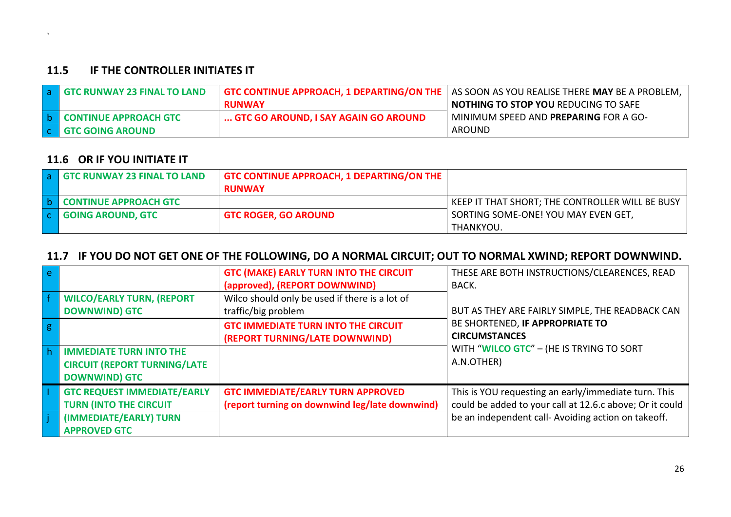## 11.5 IF THE CONTROLLER INITIATES IT

| | | | |
|---|---|---|---|
| a | **GTC RUNWAY 23 FINAL TO LAND** | **GTC CONTINUE APPROACH, 1 DEPARTING/ON THE RUNWAY** | AS SOON AS YOU REALISE THERE **MAY** BE A PROBLEM, **NOTHING TO STOP YOU** REDUCING TO SAFE MINIMUM SPEED AND **PREPARING** FOR A GO-AROUND |
| b | **CONTINUE APPROACH GTC** | **... GTC GO AROUND, I SAY AGAIN GO AROUND** | |
| c | **GTC GOING AROUND** | | |

## 11.6 OR IF YOU INITIATE IT

| | | | |
|---|---|---|---|
| a | **GTC RUNWAY 23 FINAL TO LAND** | **GTC CONTINUE APPROACH, 1 DEPARTING/ON THE RUNWAY** | |
| b | **CONTINUE APPROACH GTC** | | KEEP IT THAT SHORT; THE CONTROLLER WILL BE BUSY SORTING SOME-ONE! YOU MAY EVEN GET, THANKYOU. |
| c | **GOING AROUND, GTC** | **GTC ROGER, GO AROUND** | |

## 11.7 IF YOU DO NOT GET ONE OF THE FOLLOWING, DO A NORMAL CIRCUIT; OUT TO NORMAL XWIND; REPORT DOWNWIND.

| | | | |
|---|---|---|---|
| e | | **GTC (MAKE) EARLY TURN INTO THE CIRCUIT (approved), (REPORT DOWNWIND)** | THESE ARE BOTH INSTRUCTIONS/CLEARENCES, READ BACK. BUT AS THEY ARE FAIRLY SIMPLE, THE READBACK CAN BE SHORTENED, **IF APPROPRIATE TO CIRCUMSTANCES** WITH "**WILCO GTC**" – (HE IS TRYING TO SORT A.N.OTHER) |
| f | **WILCO/EARLY TURN, (REPORT DOWNWIND) GTC** | Wilco should only be used if there is a lot of traffic/big problem | |
| g | | **GTC IMMEDIATE TURN INTO THE CIRCUIT (REPORT TURNING/LATE DOWNWIND)** | |
| h | **IMMEDIATE TURN INTO THE CIRCUIT (REPORT TURNING/LATE DOWNWIND) GTC** | | |
| I | **GTC REQUEST IMMEDIATE/EARLY TURN (INTO THE CIRCUIT** | **GTC IMMEDIATE/EARLY TURN APPROVED (report turning on downwind leg/late downwind)** | This is YOU requesting an early/immediate turn. This could be added to your call at 12.6.c above; Or it could be an independent call- Avoiding action on takeoff. |
| j | **(IMMEDIATE/EARLY) TURN APPROVED GTC** | | |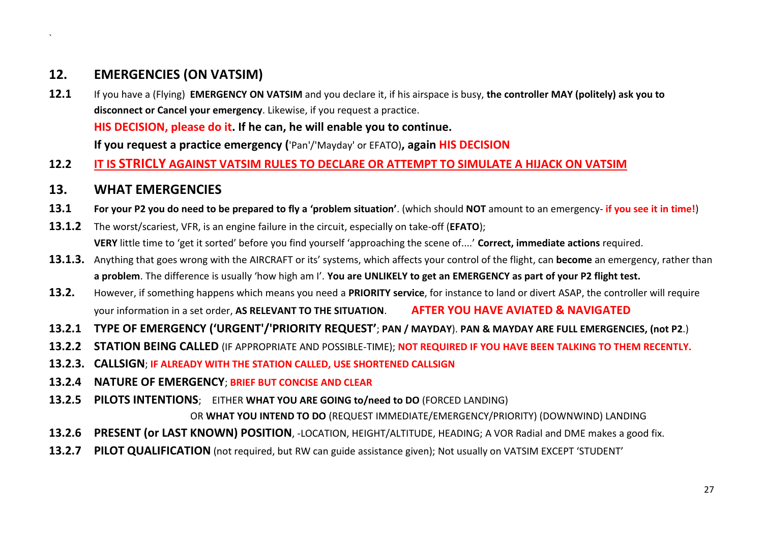## 12. EMERGENCIES (ON VATSIM)

**12.1** If you have a (Flying) **EMERGENCY ON VATSIM** and you declare it, if his airspace is busy, **the controller MAY (politely) ask you to disconnect or Cancel your emergency**. Likewise, if you request a practice.

**HIS DECISION, please do it. If he can, he will enable you to continue.**

**If you request a practice emergency (**'Pan'/'Mayday' or EFATO)**, again HIS DECISION**

**12.2** **IT IS STRICLY AGAINST VATSIM RULES TO DECLARE OR ATTEMPT TO SIMULATE A HIJACK ON VATSIM**

## 13. WHAT EMERGENCIES

**13.1** **For your P2 you do need to be prepared to fly a 'problem situation'**. (which should **NOT** amount to an emergency- **if you see it in time!**)

**13.1.2** The worst/scariest, VFR, is an engine failure in the circuit, especially on take-off (**EFATO**);
**VERY** little time to 'get it sorted' before you find yourself 'approaching the scene of....' **Correct, immediate actions** required.

**13.1.3.** Anything that goes wrong with the AIRCRAFT or its' systems, which affects your control of the flight, can **become** an emergency, rather than **a problem**. The difference is usually 'how high am I'. **You are UNLIKELY to get an EMERGENCY as part of your P2 flight test.**

**13.2.** However, if something happens which means you need a **PRIORITY service**, for instance to land or divert ASAP, the controller will require your information in a set order, **AS RELEVANT TO THE SITUATION**. **AFTER YOU HAVE AVIATED & NAVIGATED**

**13.2.1** **TYPE OF EMERGENCY ('URGENT'/'PRIORITY REQUEST'**; **PAN / MAYDAY**). **PAN & MAYDAY ARE FULL EMERGENCIES, (not P2**.)

**13.2.2** **STATION BEING CALLED** (IF APPROPRIATE AND POSSIBLE-TIME); **NOT REQUIRED IF YOU HAVE BEEN TALKING TO THEM RECENTLY.**

**13.2.3.** **CALLSIGN**; **IF ALREADY WITH THE STATION CALLED, USE SHORTENED CALLSIGN**

**13.2.4** **NATURE OF EMERGENCY**; **BRIEF BUT CONCISE AND CLEAR**

**13.2.5** **PILOTS INTENTIONS**; EITHER **WHAT YOU ARE GOING to/need to DO** (FORCED LANDING)
OR **WHAT YOU INTEND TO DO** (REQUEST IMMEDIATE/EMERGENCY/PRIORITY) (DOWNWIND) LANDING

**13.2.6** **PRESENT (or LAST KNOWN) POSITION**, -LOCATION, HEIGHT/ALTITUDE, HEADING; A VOR Radial and DME makes a good fix.

**13.2.7** **PILOT QUALIFICATION** (not required, but RW can guide assistance given); Not usually on VATSIM EXCEPT 'STUDENT'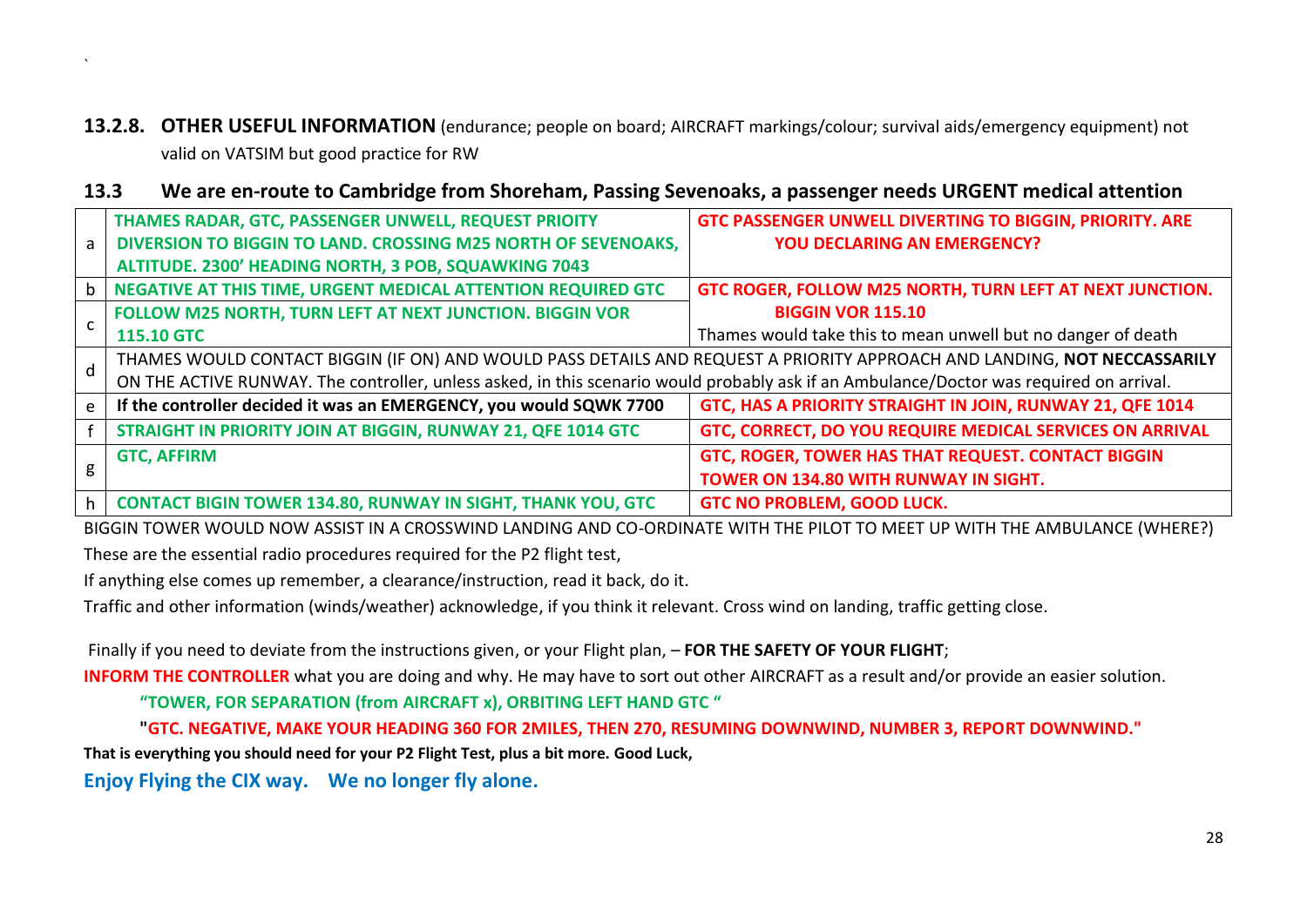**13.2.8. OTHER USEFUL INFORMATION** (endurance; people on board; AIRCRAFT markings/colour; survival aids/emergency equipment) not valid on VATSIM but good practice for RW

## 13.3 We are en-route to Cambridge from Shoreham, Passing Sevenoaks, a passenger needs URGENT medical attention

| | | |
|---|---|---|
| a | **THAMES RADAR, GTC, PASSENGER UNWELL, REQUEST PRIOITY DIVERSION TO BIGGIN TO LAND. CROSSING M25 NORTH OF SEVENOAKS, ALTITUDE. 2300' HEADING NORTH, 3 POB, SQUAWKING 7043** | **GTC PASSENGER UNWELL DIVERTING TO BIGGIN, PRIORITY. ARE YOU DECLARING AN EMERGENCY?** |
| b | **NEGATIVE AT THIS TIME, URGENT MEDICAL ATTENTION REQUIRED GTC** | **GTC ROGER, FOLLOW M25 NORTH, TURN LEFT AT NEXT JUNCTION. BIGGIN VOR 115.10** |
| c | **FOLLOW M25 NORTH, TURN LEFT AT NEXT JUNCTION. BIGGIN VOR 115.10 GTC** | Thames would take this to mean unwell but no danger of death |
| d | THAMES WOULD CONTACT BIGGIN (IF ON) AND WOULD PASS DETAILS AND REQUEST A PRIORITY APPROACH AND LANDING, **NOT NECCASSARILY** ON THE ACTIVE RUNWAY. The controller, unless asked, in this scenario would probably ask if an Ambulance/Doctor was required on arrival. | |
| e | **If the controller decided it was an EMERGENCY, you would SQWK 7700** | **GTC, HAS A PRIORITY STRAIGHT IN JOIN, RUNWAY 21, QFE 1014** |
| f | **STRAIGHT IN PRIORITY JOIN AT BIGGIN, RUNWAY 21, QFE 1014 GTC** | **GTC, CORRECT, DO YOU REQUIRE MEDICAL SERVICES ON ARRIVAL** |
| g | **GTC, AFFIRM** | **GTC, ROGER, TOWER HAS THAT REQUEST. CONTACT BIGGIN TOWER ON 134.80 WITH RUNWAY IN SIGHT.** |
| h | **CONTACT BIGIN TOWER 134.80, RUNWAY IN SIGHT, THANK YOU, GTC** | **GTC NO PROBLEM, GOOD LUCK.** |

BIGGIN TOWER WOULD NOW ASSIST IN A CROSSWIND LANDING AND CO-ORDINATE WITH THE PILOT TO MEET UP WITH THE AMBULANCE (WHERE?)

These are the essential radio procedures required for the P2 flight test,

If anything else comes up remember, a clearance/instruction, read it back, do it.

Traffic and other information (winds/weather) acknowledge, if you think it relevant. Cross wind on landing, traffic getting close.

Finally if you need to deviate from the instructions given, or your Flight plan, – **FOR THE SAFETY OF YOUR FLIGHT**;

**INFORM THE CONTROLLER** what you are doing and why. He may have to sort out other AIRCRAFT as a result and/or provide an easier solution.

**"TOWER, FOR SEPARATION (from AIRCRAFT x), ORBITING LEFT HAND GTC "**

**"GTC. NEGATIVE, MAKE YOUR HEADING 360 FOR 2MILES, THEN 270, RESUMING DOWNWIND, NUMBER 3, REPORT DOWNWIND."**

**That is everything you should need for your P2 Flight Test, plus a bit more. Good Luck,**

**Enjoy Flying the CIX way. We no longer fly alone.**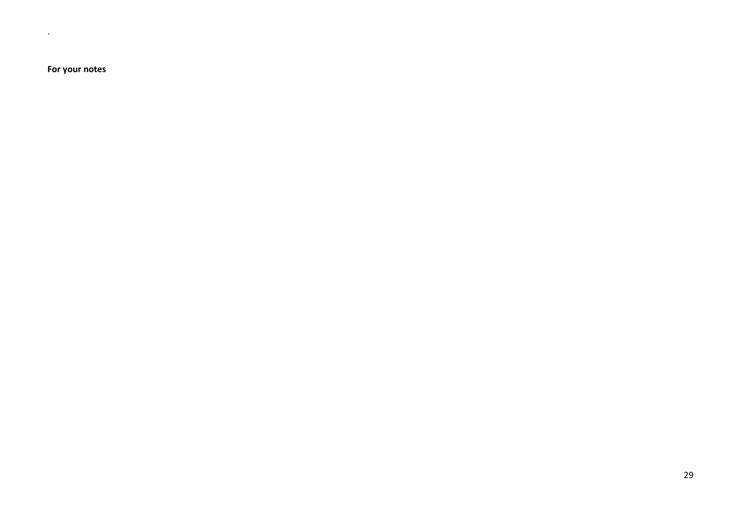**For your notes**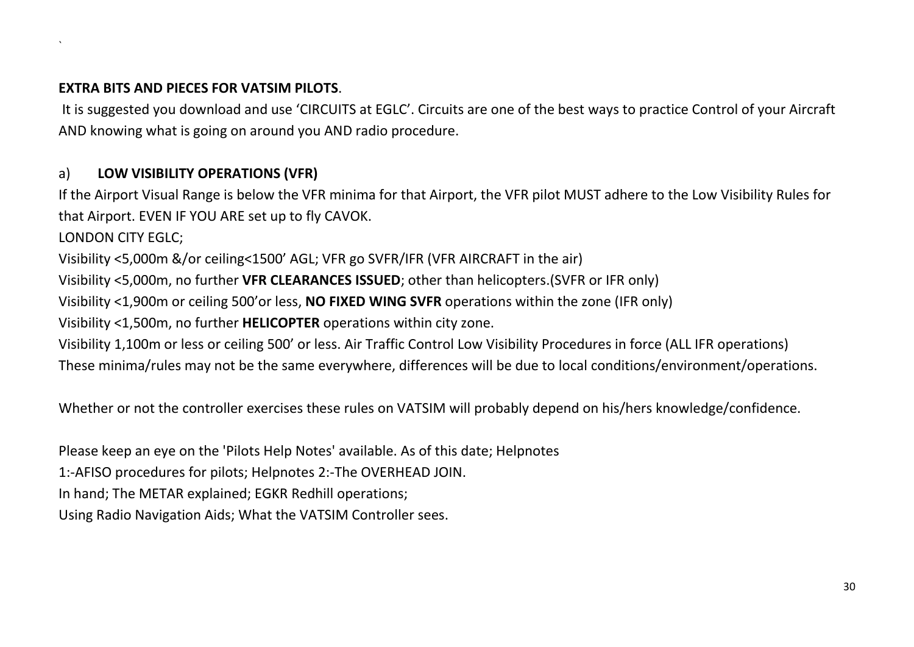**EXTRA BITS AND PIECES FOR VATSIM PILOTS**.

It is suggested you download and use 'CIRCUITS at EGLC'. Circuits are one of the best ways to practice Control of your Aircraft AND knowing what is going on around you AND radio procedure.

a) **LOW VISIBILITY OPERATIONS (VFR)**

If the Airport Visual Range is below the VFR minima for that Airport, the VFR pilot MUST adhere to the Low Visibility Rules for that Airport. EVEN IF YOU ARE set up to fly CAVOK.

LONDON CITY EGLC;

Visibility <5,000m &/or ceiling<1500' AGL; VFR go SVFR/IFR (VFR AIRCRAFT in the air)

Visibility <5,000m, no further **VFR CLEARANCES ISSUED**; other than helicopters.(SVFR or IFR only)

Visibility <1,900m or ceiling 500'or less, **NO FIXED WING SVFR** operations within the zone (IFR only)

Visibility <1,500m, no further **HELICOPTER** operations within city zone.

Visibility 1,100m or less or ceiling 500' or less. Air Traffic Control Low Visibility Procedures in force (ALL IFR operations)

These minima/rules may not be the same everywhere, differences will be due to local conditions/environment/operations.

Whether or not the controller exercises these rules on VATSIM will probably depend on his/hers knowledge/confidence.

Please keep an eye on the 'Pilots Help Notes' available. As of this date; Helpnotes

1:-AFISO procedures for pilots; Helpnotes 2:-The OVERHEAD JOIN.

In hand; The METAR explained; EGKR Redhill operations;

Using Radio Navigation Aids; What the VATSIM Controller sees.